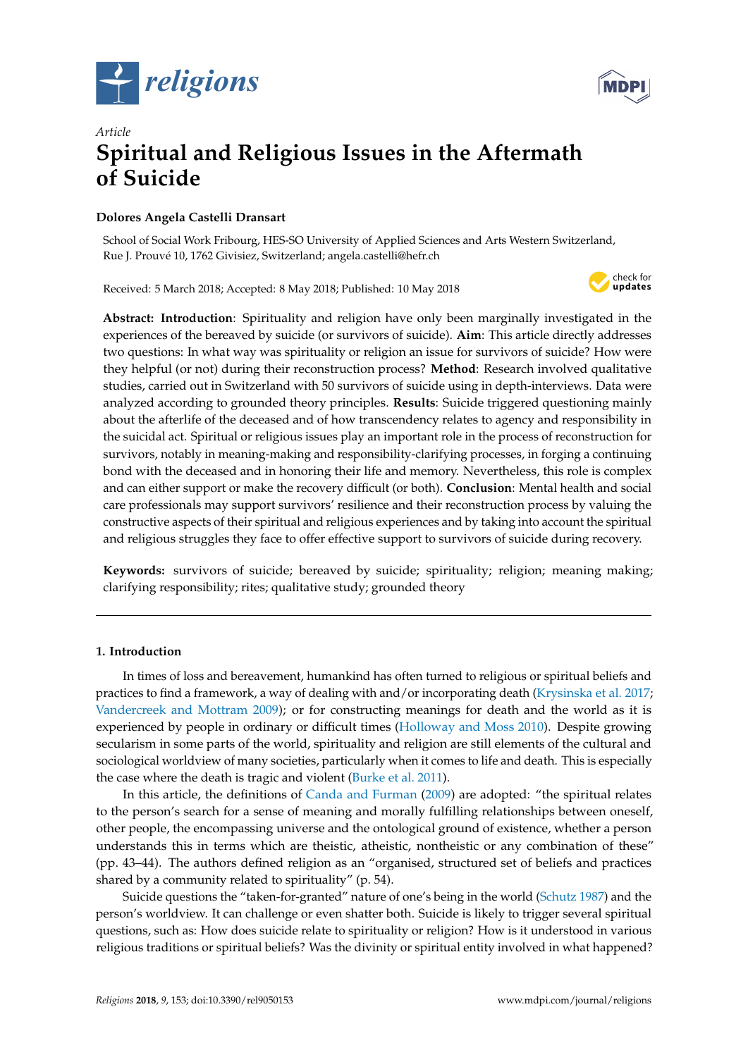*Article*

# Spiritual and Religious Issues in the Aftermath of Suicide

**Dolores Angela Castelli Dransart**

School of Social Work Fribourg, HES-SO University of Applied Sciences and Arts Western Switzerland, Rue J. Prouvé 10, 1762 Givisiez, Switzerland; angela.castelli@hefr.ch

Received: 5 March 2018; Accepted: 8 May 2018; Published: 10 May 2018

**Abstract: Introduction**: Spirituality and religion have only been marginally investigated in the experiences of the bereaved by suicide (or survivors of suicide). **Aim**: This article directly addresses two questions: In what way was spirituality or religion an issue for survivors of suicide? How were they helpful (or not) during their reconstruction process? **Method**: Research involved qualitative studies, carried out in Switzerland with 50 survivors of suicide using in depth-interviews. Data were analyzed according to grounded theory principles. **Results**: Suicide triggered questioning mainly about the afterlife of the deceased and of how transcendency relates to agency and responsibility in the suicidal act. Spiritual or religious issues play an important role in the process of reconstruction for survivors, notably in meaning-making and responsibility-clarifying processes, in forging a continuing bond with the deceased and in honoring their life and memory. Nevertheless, this role is complex and can either support or make the recovery difficult (or both). **Conclusion**: Mental health and social care professionals may support survivors' resilience and their reconstruction process by valuing the constructive aspects of their spiritual and religious experiences and by taking into account the spiritual and religious struggles they face to offer effective support to survivors of suicide during recovery.

**Keywords:** survivors of suicide; bereaved by suicide; spirituality; religion; meaning making; clarifying responsibility; rites; qualitative study; grounded theory

## 1. Introduction

In times of loss and bereavement, humankind has often turned to religious or spiritual beliefs and practices to find a framework, a way of dealing with and/or incorporating death (Krysinska et al. 2017; Vandercreek and Mottram 2009); or for constructing meanings for death and the world as it is experienced by people in ordinary or difficult times (Holloway and Moss 2010). Despite growing secularism in some parts of the world, spirituality and religion are still elements of the cultural and sociological worldview of many societies, particularly when it comes to life and death. This is especially the case where the death is tragic and violent (Burke et al. 2011).

In this article, the definitions of Canda and Furman (2009) are adopted: "the spiritual relates to the person's search for a sense of meaning and morally fulfilling relationships between oneself, other people, the encompassing universe and the ontological ground of existence, whether a person understands this in terms which are theistic, atheistic, nontheistic or any combination of these" (pp. 43–44). The authors defined religion as an "organised, structured set of beliefs and practices shared by a community related to spirituality" (p. 54).

Suicide questions the "taken-for-granted" nature of one's being in the world (Schutz 1987) and the person's worldview. It can challenge or even shatter both. Suicide is likely to trigger several spiritual questions, such as: How does suicide relate to spirituality or religion? How is it understood in various religious traditions or spiritual beliefs? Was the divinity or spiritual entity involved in what happened?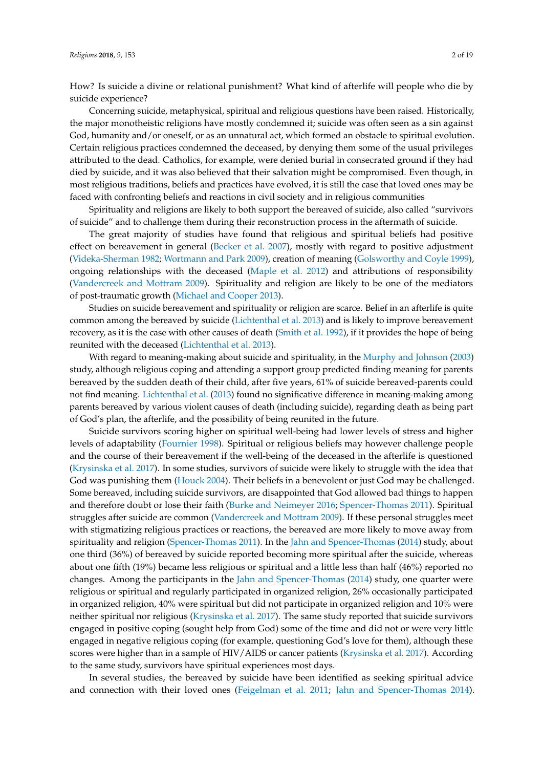How? Is suicide a divine or relational punishment? What kind of afterlife will people who die by suicide experience?

Concerning suicide, metaphysical, spiritual and religious questions have been raised. Historically, the major monotheistic religions have mostly condemned it; suicide was often seen as a sin against God, humanity and/or oneself, or as an unnatural act, which formed an obstacle to spiritual evolution. Certain religious practices condemned the deceased, by denying them some of the usual privileges attributed to the dead. Catholics, for example, were denied burial in consecrated ground if they had died by suicide, and it was also believed that their salvation might be compromised. Even though, in most religious traditions, beliefs and practices have evolved, it is still the case that loved ones may be faced with confronting beliefs and reactions in civil society and in religious communities

Spirituality and religions are likely to both support the bereaved of suicide, also called "survivors of suicide" and to challenge them during their reconstruction process in the aftermath of suicide.

The great majority of studies have found that religious and spiritual beliefs had positive effect on bereavement in general (Becker et al. 2007), mostly with regard to positive adjustment (Videka-Sherman 1982; Wortmann and Park 2009), creation of meaning (Golsworthy and Coyle 1999), ongoing relationships with the deceased (Maple et al. 2012) and attributions of responsibility (Vandercreek and Mottram 2009). Spirituality and religion are likely to be one of the mediators of post-traumatic growth (Michael and Cooper 2013).

Studies on suicide bereavement and spirituality or religion are scarce. Belief in an afterlife is quite common among the bereaved by suicide (Lichtenthal et al. 2013) and is likely to improve bereavement recovery, as it is the case with other causes of death (Smith et al. 1992), if it provides the hope of being reunited with the deceased (Lichtenthal et al. 2013).

With regard to meaning-making about suicide and spirituality, in the Murphy and Johnson (2003) study, although religious coping and attending a support group predicted finding meaning for parents bereaved by the sudden death of their child, after five years, 61% of suicide bereaved-parents could not find meaning. Lichtenthal et al. (2013) found no significative difference in meaning-making among parents bereaved by various violent causes of death (including suicide), regarding death as being part of God's plan, the afterlife, and the possibility of being reunited in the future.

Suicide survivors scoring higher on spiritual well-being had lower levels of stress and higher levels of adaptability (Fournier 1998). Spiritual or religious beliefs may however challenge people and the course of their bereavement if the well-being of the deceased in the afterlife is questioned (Krysinska et al. 2017). In some studies, survivors of suicide were likely to struggle with the idea that God was punishing them (Houck 2004). Their beliefs in a benevolent or just God may be challenged. Some bereaved, including suicide survivors, are disappointed that God allowed bad things to happen and therefore doubt or lose their faith (Burke and Neimeyer 2016; Spencer-Thomas 2011). Spiritual struggles after suicide are common (Vandercreek and Mottram 2009). If these personal struggles meet with stigmatizing religious practices or reactions, the bereaved are more likely to move away from spirituality and religion (Spencer-Thomas 2011). In the Jahn and Spencer-Thomas (2014) study, about one third (36%) of bereaved by suicide reported becoming more spiritual after the suicide, whereas about one fifth (19%) became less religious or spiritual and a little less than half (46%) reported no changes. Among the participants in the Jahn and Spencer-Thomas (2014) study, one quarter were religious or spiritual and regularly participated in organized religion, 26% occasionally participated in organized religion, 40% were spiritual but did not participate in organized religion and 10% were neither spiritual nor religious (Krysinska et al. 2017). The same study reported that suicide survivors engaged in positive coping (sought help from God) some of the time and did not or were very little engaged in negative religious coping (for example, questioning God's love for them), although these scores were higher than in a sample of HIV/AIDS or cancer patients (Krysinska et al. 2017). According to the same study, survivors have spiritual experiences most days.

In several studies, the bereaved by suicide have been identified as seeking spiritual advice and connection with their loved ones (Feigelman et al. 2011; Jahn and Spencer-Thomas 2014).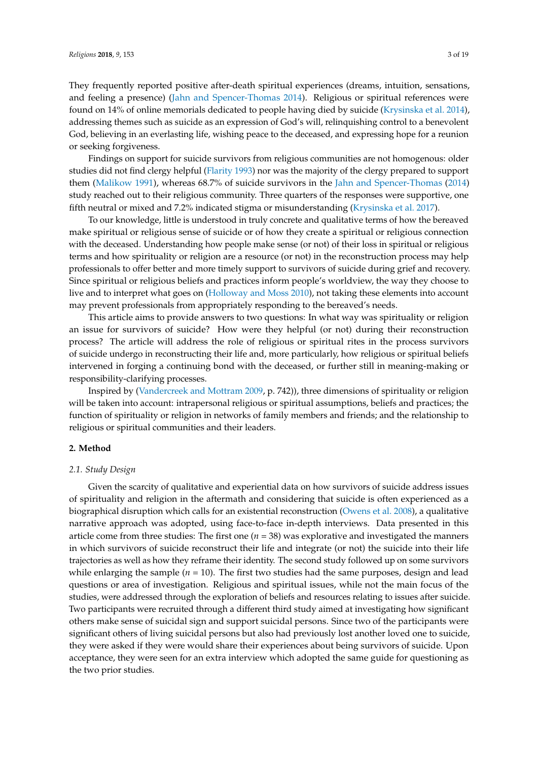They frequently reported positive after-death spiritual experiences (dreams, intuition, sensations, and feeling a presence) (Jahn and Spencer-Thomas 2014). Religious or spiritual references were found on 14% of online memorials dedicated to people having died by suicide (Krysinska et al. 2014), addressing themes such as suicide as an expression of God's will, relinquishing control to a benevolent God, believing in an everlasting life, wishing peace to the deceased, and expressing hope for a reunion or seeking forgiveness.

Findings on support for suicide survivors from religious communities are not homogenous: older studies did not find clergy helpful (Flarity 1993) nor was the majority of the clergy prepared to support them (Malikow 1991), whereas 68.7% of suicide survivors in the Jahn and Spencer-Thomas (2014) study reached out to their religious community. Three quarters of the responses were supportive, one fifth neutral or mixed and 7.2% indicated stigma or misunderstanding (Krysinska et al. 2017).

To our knowledge, little is understood in truly concrete and qualitative terms of how the bereaved make spiritual or religious sense of suicide or of how they create a spiritual or religious connection with the deceased. Understanding how people make sense (or not) of their loss in spiritual or religious terms and how spirituality or religion are a resource (or not) in the reconstruction process may help professionals to offer better and more timely support to survivors of suicide during grief and recovery. Since spiritual or religious beliefs and practices inform people's worldview, the way they choose to live and to interpret what goes on (Holloway and Moss 2010), not taking these elements into account may prevent professionals from appropriately responding to the bereaved's needs.

This article aims to provide answers to two questions: In what way was spirituality or religion an issue for survivors of suicide? How were they helpful (or not) during their reconstruction process? The article will address the role of religious or spiritual rites in the process survivors of suicide undergo in reconstructing their life and, more particularly, how religious or spiritual beliefs intervened in forging a continuing bond with the deceased, or further still in meaning-making or responsibility-clarifying processes.

Inspired by (Vandercreek and Mottram 2009, p. 742)), three dimensions of spirituality or religion will be taken into account: intrapersonal religious or spiritual assumptions, beliefs and practices; the function of spirituality or religion in networks of family members and friends; and the relationship to religious or spiritual communities and their leaders.

## 2. Method

### 2.1. Study Design

Given the scarcity of qualitative and experiential data on how survivors of suicide address issues of spirituality and religion in the aftermath and considering that suicide is often experienced as a biographical disruption which calls for an existential reconstruction (Owens et al. 2008), a qualitative narrative approach was adopted, using face-to-face in-depth interviews. Data presented in this article come from three studies: The first one ($n$ = 38) was explorative and investigated the manners in which survivors of suicide reconstruct their life and integrate (or not) the suicide into their life trajectories as well as how they reframe their identity. The second study followed up on some survivors while enlarging the sample ($n$ = 10). The first two studies had the same purposes, design and lead questions or area of investigation. Religious and spiritual issues, while not the main focus of the studies, were addressed through the exploration of beliefs and resources relating to issues after suicide. Two participants were recruited through a different third study aimed at investigating how significant others make sense of suicidal sign and support suicidal persons. Since two of the participants were significant others of living suicidal persons but also had previously lost another loved one to suicide, they were asked if they were would share their experiences about being survivors of suicide. Upon acceptance, they were seen for an extra interview which adopted the same guide for questioning as the two prior studies.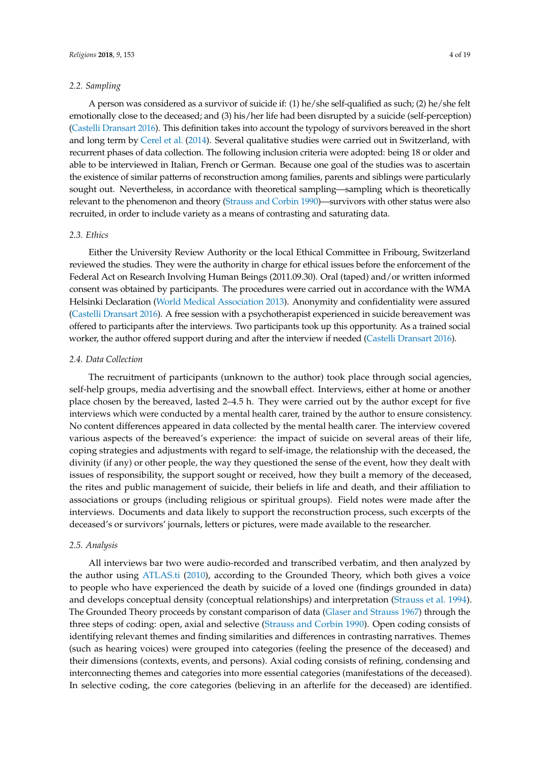### 2.2. Sampling

A person was considered as a survivor of suicide if: (1) he/she self-qualified as such; (2) he/she felt emotionally close to the deceased; and (3) his/her life had been disrupted by a suicide (self-perception) (Castelli Dransart 2016). This definition takes into account the typology of survivors bereaved in the short and long term by Cerel et al. (2014). Several qualitative studies were carried out in Switzerland, with recurrent phases of data collection. The following inclusion criteria were adopted: being 18 or older and able to be interviewed in Italian, French or German. Because one goal of the studies was to ascertain the existence of similar patterns of reconstruction among families, parents and siblings were particularly sought out. Nevertheless, in accordance with theoretical sampling—sampling which is theoretically relevant to the phenomenon and theory (Strauss and Corbin 1990)—survivors with other status were also recruited, in order to include variety as a means of contrasting and saturating data.

### 2.3. Ethics

Either the University Review Authority or the local Ethical Committee in Fribourg, Switzerland reviewed the studies. They were the authority in charge for ethical issues before the enforcement of the Federal Act on Research Involving Human Beings (2011.09.30). Oral (taped) and/or written informed consent was obtained by participants. The procedures were carried out in accordance with the WMA Helsinki Declaration (World Medical Association 2013). Anonymity and confidentiality were assured (Castelli Dransart 2016). A free session with a psychotherapist experienced in suicide bereavement was offered to participants after the interviews. Two participants took up this opportunity. As a trained social worker, the author offered support during and after the interview if needed (Castelli Dransart 2016).

### 2.4. Data Collection

The recruitment of participants (unknown to the author) took place through social agencies, self-help groups, media advertising and the snowball effect. Interviews, either at home or another place chosen by the bereaved, lasted 2–4.5 h. They were carried out by the author except for five interviews which were conducted by a mental health carer, trained by the author to ensure consistency. No content differences appeared in data collected by the mental health carer. The interview covered various aspects of the bereaved's experience: the impact of suicide on several areas of their life, coping strategies and adjustments with regard to self-image, the relationship with the deceased, the divinity (if any) or other people, the way they questioned the sense of the event, how they dealt with issues of responsibility, the support sought or received, how they built a memory of the deceased, the rites and public management of suicide, their beliefs in life and death, and their affiliation to associations or groups (including religious or spiritual groups). Field notes were made after the interviews. Documents and data likely to support the reconstruction process, such excerpts of the deceased's or survivors' journals, letters or pictures, were made available to the researcher.

### 2.5. Analysis

All interviews bar two were audio-recorded and transcribed verbatim, and then analyzed by the author using ATLAS.ti (2010), according to the Grounded Theory, which both gives a voice to people who have experienced the death by suicide of a loved one (findings grounded in data) and develops conceptual density (conceptual relationships) and interpretation (Strauss et al. 1994). The Grounded Theory proceeds by constant comparison of data (Glaser and Strauss 1967) through the three steps of coding: open, axial and selective (Strauss and Corbin 1990). Open coding consists of identifying relevant themes and finding similarities and differences in contrasting narratives. Themes (such as hearing voices) were grouped into categories (feeling the presence of the deceased) and their dimensions (contexts, events, and persons). Axial coding consists of refining, condensing and interconnecting themes and categories into more essential categories (manifestations of the deceased). In selective coding, the core categories (believing in an afterlife for the deceased) are identified.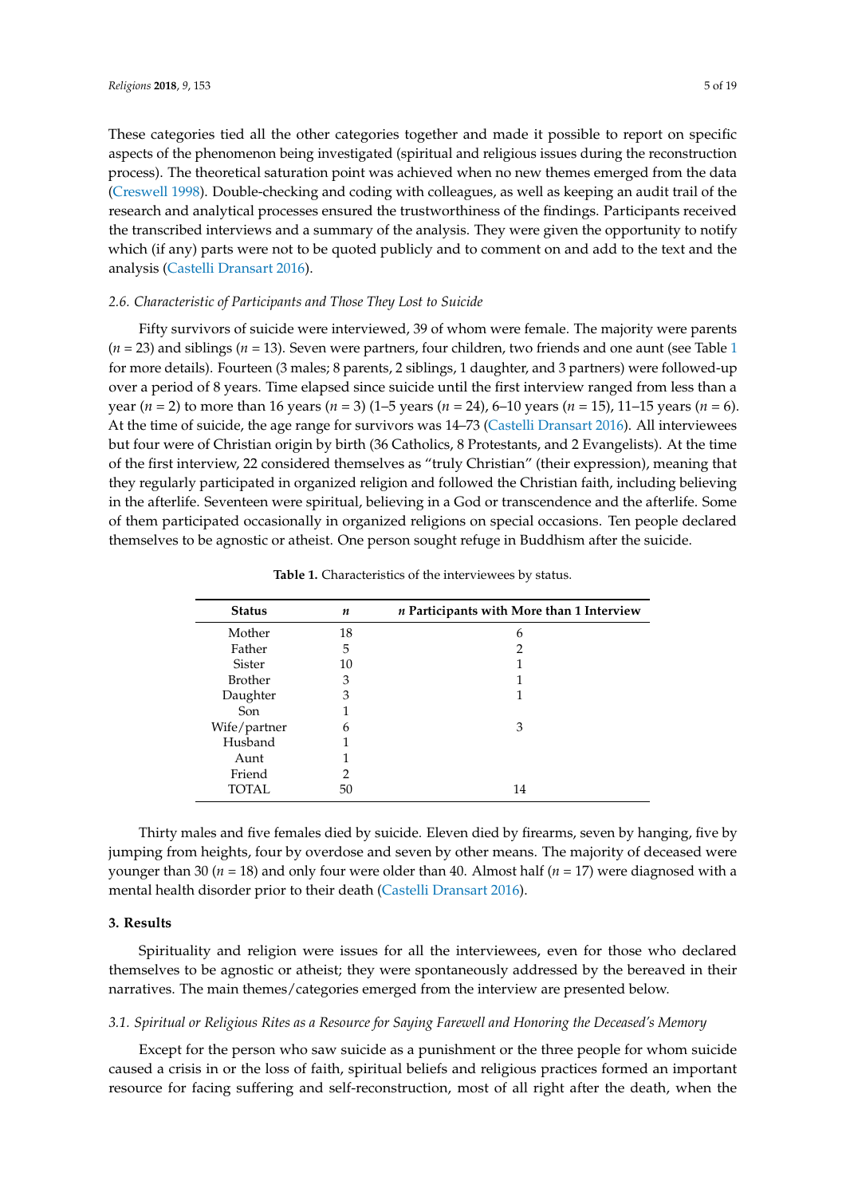These categories tied all the other categories together and made it possible to report on specific aspects of the phenomenon being investigated (spiritual and religious issues during the reconstruction process). The theoretical saturation point was achieved when no new themes emerged from the data (Creswell 1998). Double-checking and coding with colleagues, as well as keeping an audit trail of the research and analytical processes ensured the trustworthiness of the findings. Participants received the transcribed interviews and a summary of the analysis. They were given the opportunity to notify which (if any) parts were not to be quoted publicly and to comment on and add to the text and the analysis (Castelli Dransart 2016).

### *2.6. Characteristic of Participants and Those They Lost to Suicide*

Fifty survivors of suicide were interviewed, 39 of whom were female. The majority were parents ($n$ = 23) and siblings ($n$ = 13). Seven were partners, four children, two friends and one aunt (see Table 1 for more details). Fourteen (3 males; 8 parents, 2 siblings, 1 daughter, and 3 partners) were followed-up over a period of 8 years. Time elapsed since suicide until the first interview ranged from less than a year ($n$ = 2) to more than 16 years ($n$ = 3) (1–5 years ($n$ = 24), 6–10 years ($n$ = 15), 11–15 years ($n$ = 6). At the time of suicide, the age range for survivors was 14–73 (Castelli Dransart 2016). All interviewees but four were of Christian origin by birth (36 Catholics, 8 Protestants, and 2 Evangelists). At the time of the first interview, 22 considered themselves as "truly Christian" (their expression), meaning that they regularly participated in organized religion and followed the Christian faith, including believing in the afterlife. Seventeen were spiritual, believing in a God or transcendence and the afterlife. Some of them participated occasionally in organized religions on special occasions. Ten people declared themselves to be agnostic or atheist. One person sought refuge in Buddhism after the suicide.

**Table 1.** Characteristics of the interviewees by status.

| Status | *n* | *n* Participants with More than 1 Interview |
|---|---|---|
| Mother | 18 | 6 |
| Father | 5 | 2 |
| Sister | 10 | 1 |
| Brother | 3 | 1 |
| Daughter | 3 | 1 |
| Son | 1 | |
| Wife/partner | 6 | 3 |
| Husband | 1 | |
| Aunt | 1 | |
| Friend | 2 | |
| TOTAL | 50 | 14 |

Thirty males and five females died by suicide. Eleven died by firearms, seven by hanging, five by jumping from heights, four by overdose and seven by other means. The majority of deceased were younger than 30 ($n$ = 18) and only four were older than 40. Almost half ($n$ = 17) were diagnosed with a mental health disorder prior to their death (Castelli Dransart 2016).

## 3. Results

Spirituality and religion were issues for all the interviewees, even for those who declared themselves to be agnostic or atheist; they were spontaneously addressed by the bereaved in their narratives. The main themes/categories emerged from the interview are presented below.

### *3.1. Spiritual or Religious Rites as a Resource for Saying Farewell and Honoring the Deceased's Memory*

Except for the person who saw suicide as a punishment or the three people for whom suicide caused a crisis in or the loss of faith, spiritual beliefs and religious practices formed an important resource for facing suffering and self-reconstruction, most of all right after the death, when the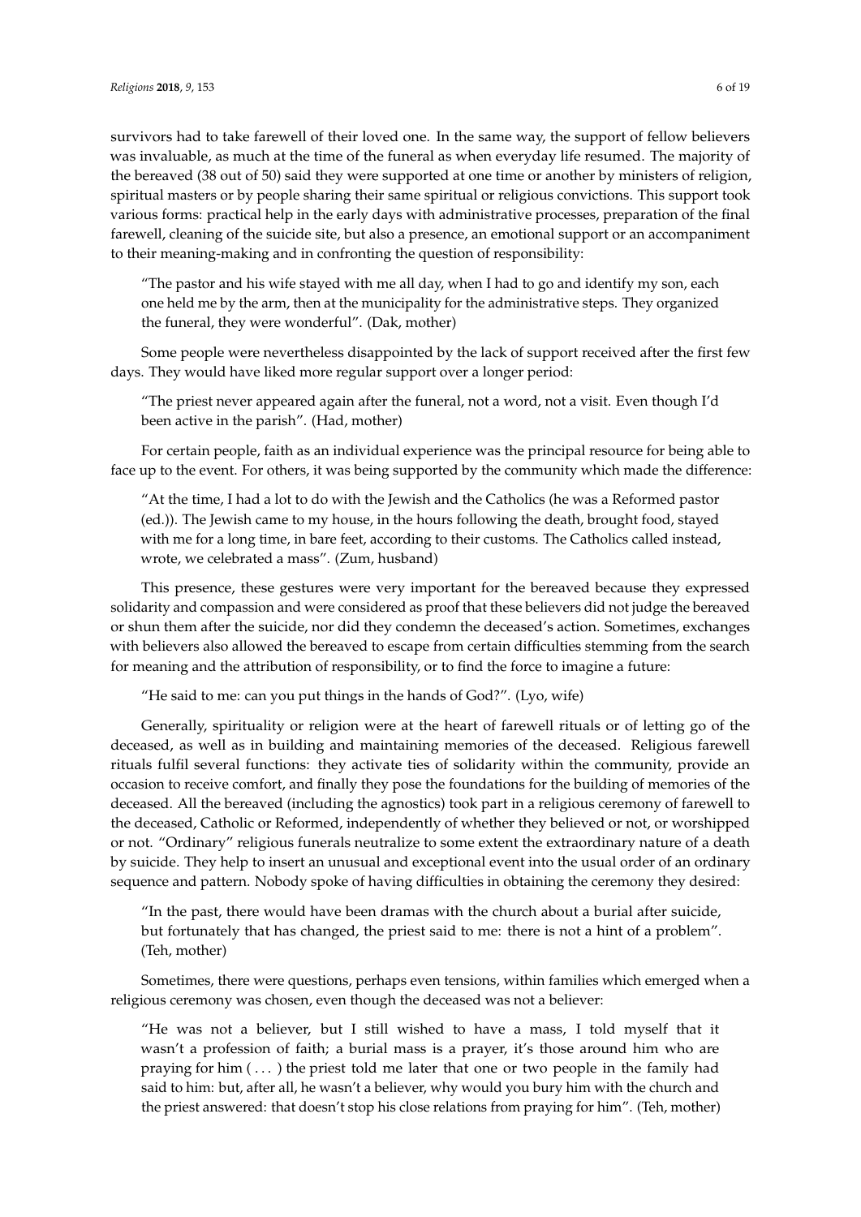survivors had to take farewell of their loved one. In the same way, the support of fellow believers was invaluable, as much at the time of the funeral as when everyday life resumed. The majority of the bereaved (38 out of 50) said they were supported at one time or another by ministers of religion, spiritual masters or by people sharing their same spiritual or religious convictions. This support took various forms: practical help in the early days with administrative processes, preparation of the final farewell, cleaning of the suicide site, but also a presence, an emotional support or an accompaniment to their meaning-making and in confronting the question of responsibility:

> "The pastor and his wife stayed with me all day, when I had to go and identify my son, each one held me by the arm, then at the municipality for the administrative steps. They organized the funeral, they were wonderful". (Dak, mother)

Some people were nevertheless disappointed by the lack of support received after the first few days. They would have liked more regular support over a longer period:

> "The priest never appeared again after the funeral, not a word, not a visit. Even though I'd been active in the parish". (Had, mother)

For certain people, faith as an individual experience was the principal resource for being able to face up to the event. For others, it was being supported by the community which made the difference:

> "At the time, I had a lot to do with the Jewish and the Catholics (he was a Reformed pastor (ed.)). The Jewish came to my house, in the hours following the death, brought food, stayed with me for a long time, in bare feet, according to their customs. The Catholics called instead, wrote, we celebrated a mass". (Zum, husband)

This presence, these gestures were very important for the bereaved because they expressed solidarity and compassion and were considered as proof that these believers did not judge the bereaved or shun them after the suicide, nor did they condemn the deceased's action. Sometimes, exchanges with believers also allowed the bereaved to escape from certain difficulties stemming from the search for meaning and the attribution of responsibility, or to find the force to imagine a future:

> "He said to me: can you put things in the hands of God?". (Lyo, wife)

Generally, spirituality or religion were at the heart of farewell rituals or of letting go of the deceased, as well as in building and maintaining memories of the deceased. Religious farewell rituals fulfil several functions: they activate ties of solidarity within the community, provide an occasion to receive comfort, and finally they pose the foundations for the building of memories of the deceased. All the bereaved (including the agnostics) took part in a religious ceremony of farewell to the deceased, Catholic or Reformed, independently of whether they believed or not, or worshipped or not. "Ordinary" religious funerals neutralize to some extent the extraordinary nature of a death by suicide. They help to insert an unusual and exceptional event into the usual order of an ordinary sequence and pattern. Nobody spoke of having difficulties in obtaining the ceremony they desired:

> "In the past, there would have been dramas with the church about a burial after suicide, but fortunately that has changed, the priest said to me: there is not a hint of a problem". (Teh, mother)

Sometimes, there were questions, perhaps even tensions, within families which emerged when a religious ceremony was chosen, even though the deceased was not a believer:

> "He was not a believer, but I still wished to have a mass, I told myself that it wasn't a profession of faith; a burial mass is a prayer, it's those around him who are praying for him ( . . . ) the priest told me later that one or two people in the family had said to him: but, after all, he wasn't a believer, why would you bury him with the church and the priest answered: that doesn't stop his close relations from praying for him". (Teh, mother)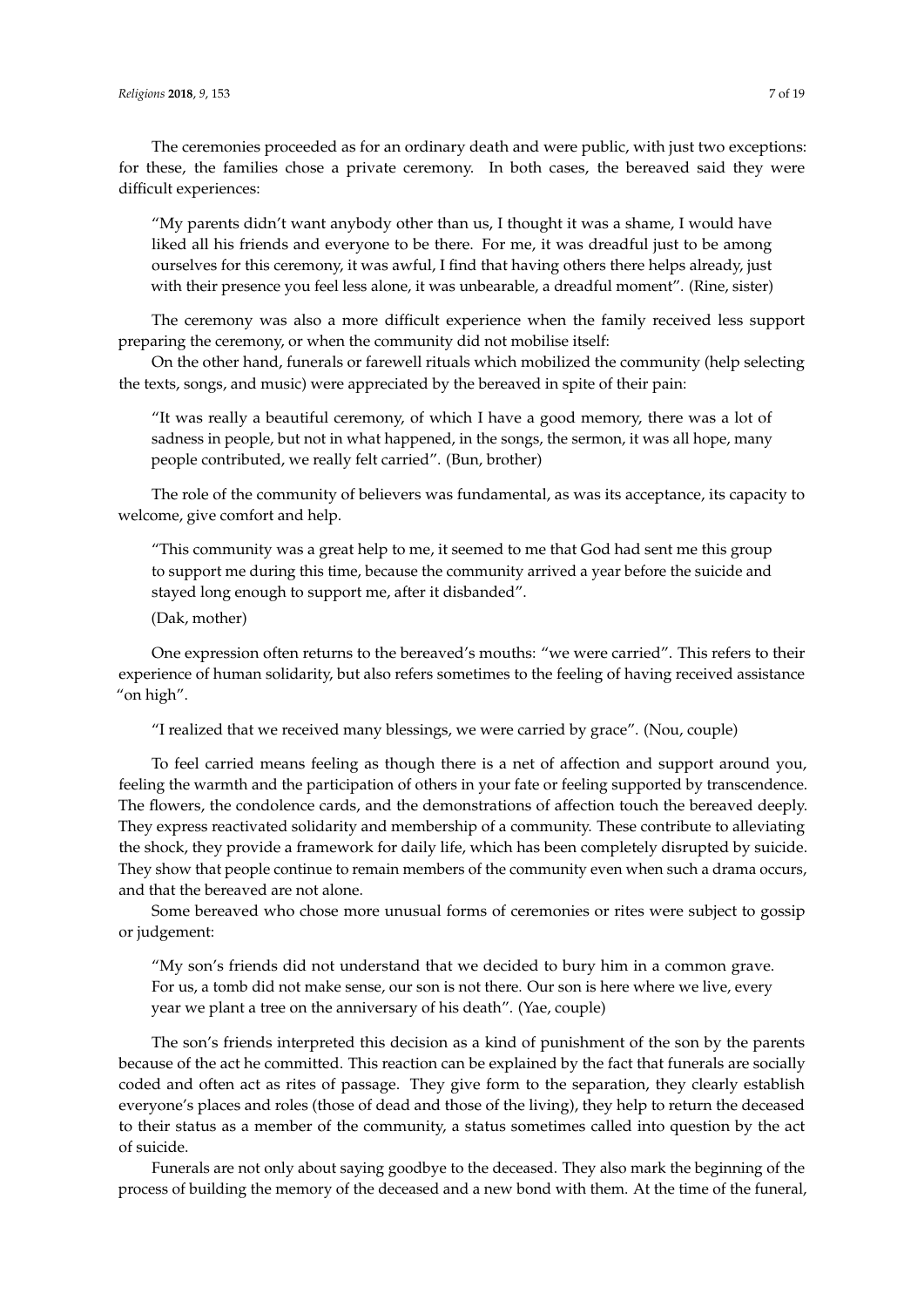The ceremonies proceeded as for an ordinary death and were public, with just two exceptions: for these, the families chose a private ceremony. In both cases, the bereaved said they were difficult experiences:

> "My parents didn't want anybody other than us, I thought it was a shame, I would have liked all his friends and everyone to be there. For me, it was dreadful just to be among ourselves for this ceremony, it was awful, I find that having others there helps already, just with their presence you feel less alone, it was unbearable, a dreadful moment". (Rine, sister)

The ceremony was also a more difficult experience when the family received less support preparing the ceremony, or when the community did not mobilise itself:

On the other hand, funerals or farewell rituals which mobilized the community (help selecting the texts, songs, and music) were appreciated by the bereaved in spite of their pain:

> "It was really a beautiful ceremony, of which I have a good memory, there was a lot of sadness in people, but not in what happened, in the songs, the sermon, it was all hope, many people contributed, we really felt carried". (Bun, brother)

The role of the community of believers was fundamental, as was its acceptance, its capacity to welcome, give comfort and help.

> "This community was a great help to me, it seemed to me that God had sent me this group to support me during this time, because the community arrived a year before the suicide and stayed long enough to support me, after it disbanded".
>
> (Dak, mother)

One expression often returns to the bereaved's mouths: "we were carried". This refers to their experience of human solidarity, but also refers sometimes to the feeling of having received assistance "on high".

> "I realized that we received many blessings, we were carried by grace". (Nou, couple)

To feel carried means feeling as though there is a net of affection and support around you, feeling the warmth and the participation of others in your fate or feeling supported by transcendence. The flowers, the condolence cards, and the demonstrations of affection touch the bereaved deeply. They express reactivated solidarity and membership of a community. These contribute to alleviating the shock, they provide a framework for daily life, which has been completely disrupted by suicide. They show that people continue to remain members of the community even when such a drama occurs, and that the bereaved are not alone.

Some bereaved who chose more unusual forms of ceremonies or rites were subject to gossip or judgement:

> "My son's friends did not understand that we decided to bury him in a common grave. For us, a tomb did not make sense, our son is not there. Our son is here where we live, every year we plant a tree on the anniversary of his death". (Yae, couple)

The son's friends interpreted this decision as a kind of punishment of the son by the parents because of the act he committed. This reaction can be explained by the fact that funerals are socially coded and often act as rites of passage. They give form to the separation, they clearly establish everyone's places and roles (those of dead and those of the living), they help to return the deceased to their status as a member of the community, a status sometimes called into question by the act of suicide.

Funerals are not only about saying goodbye to the deceased. They also mark the beginning of the process of building the memory of the deceased and a new bond with them. At the time of the funeral,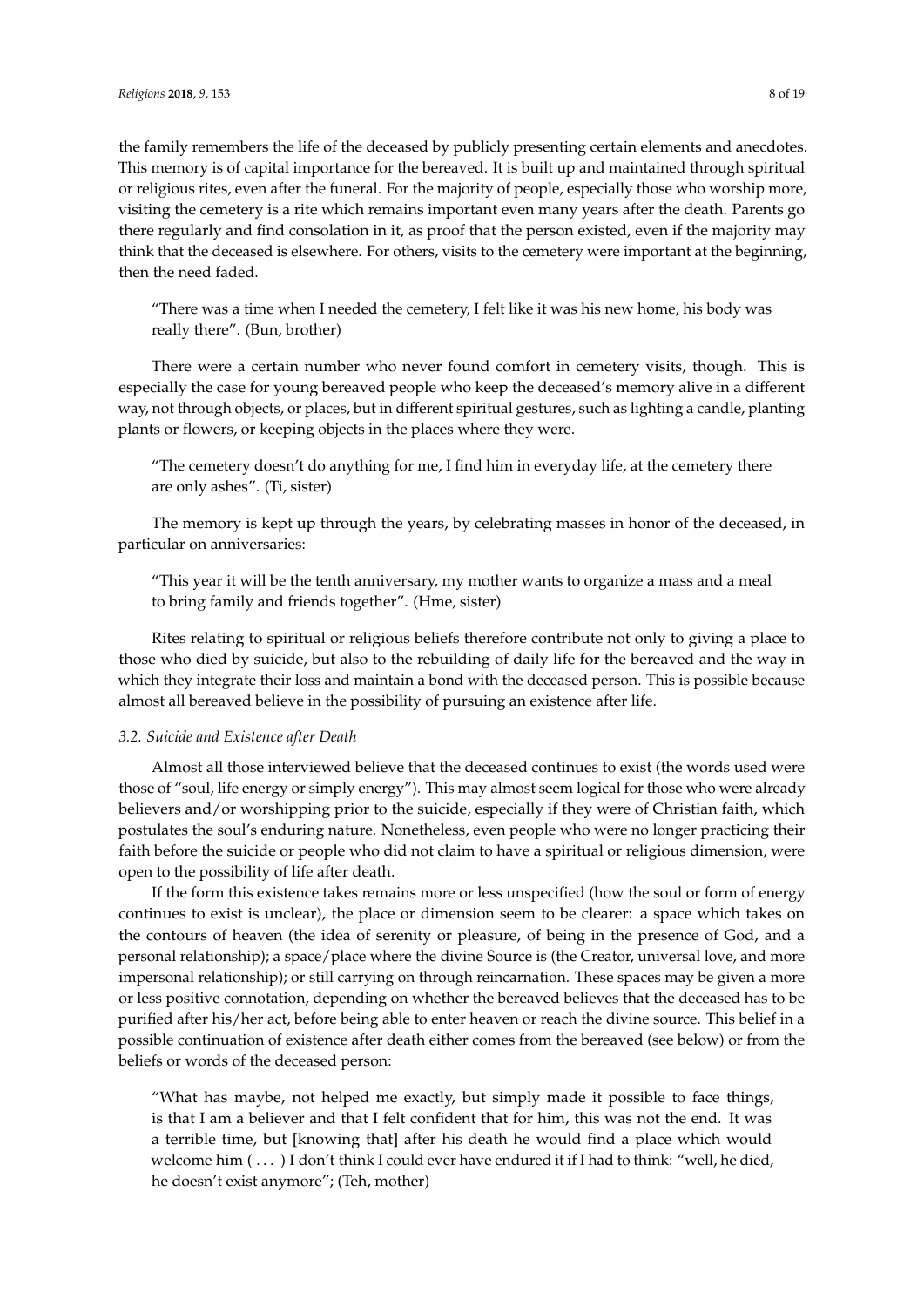the family remembers the life of the deceased by publicly presenting certain elements and anecdotes. This memory is of capital importance for the bereaved. It is built up and maintained through spiritual or religious rites, even after the funeral. For the majority of people, especially those who worship more, visiting the cemetery is a rite which remains important even many years after the death. Parents go there regularly and find consolation in it, as proof that the person existed, even if the majority may think that the deceased is elsewhere. For others, visits to the cemetery were important at the beginning, then the need faded.

> "There was a time when I needed the cemetery, I felt like it was his new home, his body was really there". (Bun, brother)

There were a certain number who never found comfort in cemetery visits, though. This is especially the case for young bereaved people who keep the deceased's memory alive in a different way, not through objects, or places, but in different spiritual gestures, such as lighting a candle, planting plants or flowers, or keeping objects in the places where they were.

> "The cemetery doesn't do anything for me, I find him in everyday life, at the cemetery there are only ashes". (Ti, sister)

The memory is kept up through the years, by celebrating masses in honor of the deceased, in particular on anniversaries:

> "This year it will be the tenth anniversary, my mother wants to organize a mass and a meal to bring family and friends together". (Hme, sister)

Rites relating to spiritual or religious beliefs therefore contribute not only to giving a place to those who died by suicide, but also to the rebuilding of daily life for the bereaved and the way in which they integrate their loss and maintain a bond with the deceased person. This is possible because almost all bereaved believe in the possibility of pursuing an existence after life.

### *3.2. Suicide and Existence after Death*

Almost all those interviewed believe that the deceased continues to exist (the words used were those of "soul, life energy or simply energy"). This may almost seem logical for those who were already believers and/or worshipping prior to the suicide, especially if they were of Christian faith, which postulates the soul's enduring nature. Nonetheless, even people who were no longer practicing their faith before the suicide or people who did not claim to have a spiritual or religious dimension, were open to the possibility of life after death.

If the form this existence takes remains more or less unspecified (how the soul or form of energy continues to exist is unclear), the place or dimension seem to be clearer: a space which takes on the contours of heaven (the idea of serenity or pleasure, of being in the presence of God, and a personal relationship); a space/place where the divine Source is (the Creator, universal love, and more impersonal relationship); or still carrying on through reincarnation. These spaces may be given a more or less positive connotation, depending on whether the bereaved believes that the deceased has to be purified after his/her act, before being able to enter heaven or reach the divine source. This belief in a possible continuation of existence after death either comes from the bereaved (see below) or from the beliefs or words of the deceased person:

> "What has maybe, not helped me exactly, but simply made it possible to face things, is that I am a believer and that I felt confident that for him, this was not the end. It was a terrible time, but [knowing that] after his death he would find a place which would welcome him ( . . . ) I don't think I could ever have endured it if I had to think: "well, he died, he doesn't exist anymore"; (Teh, mother)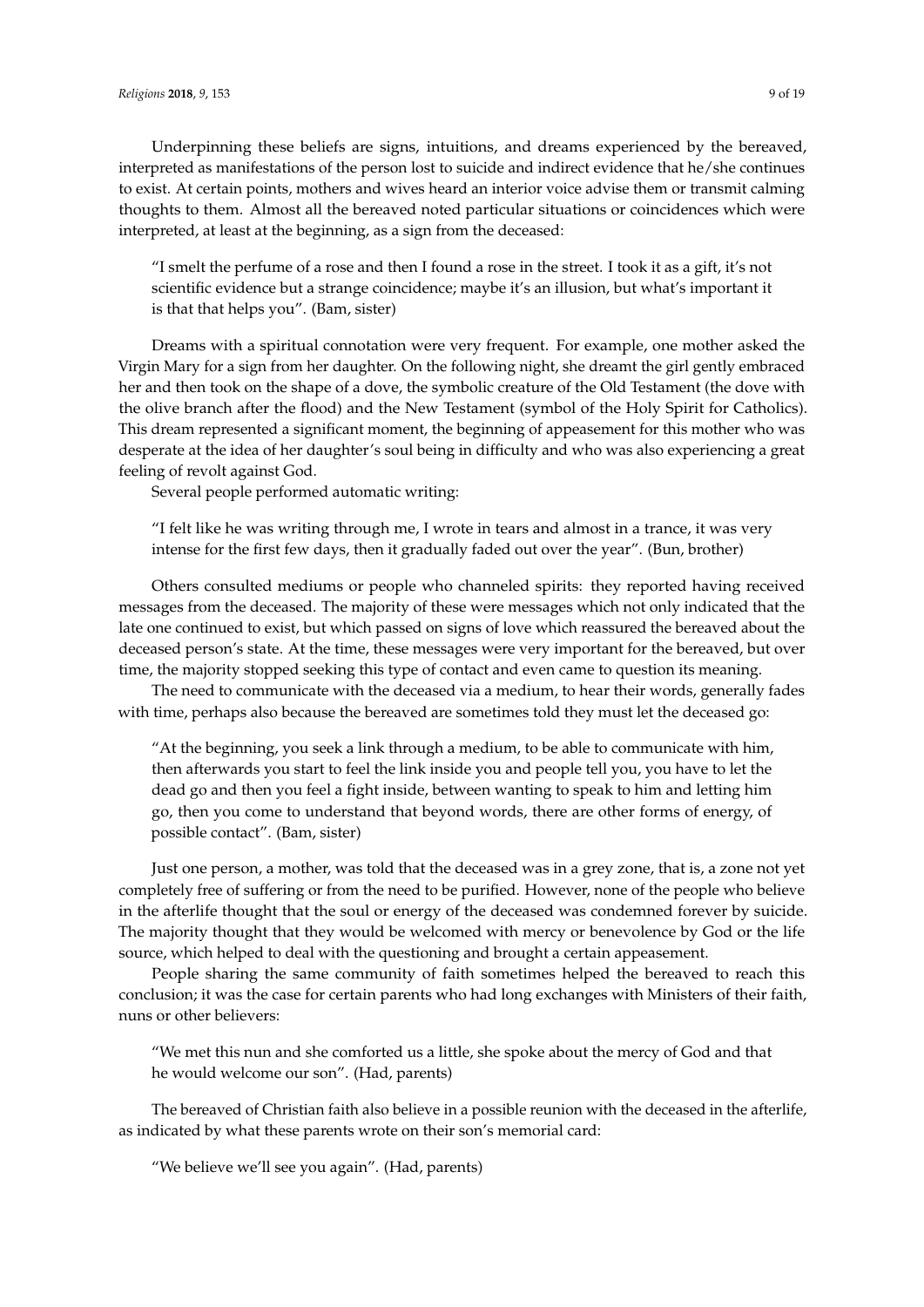Underpinning these beliefs are signs, intuitions, and dreams experienced by the bereaved, interpreted as manifestations of the person lost to suicide and indirect evidence that he/she continues to exist. At certain points, mothers and wives heard an interior voice advise them or transmit calming thoughts to them. Almost all the bereaved noted particular situations or coincidences which were interpreted, at least at the beginning, as a sign from the deceased:

> "I smelt the perfume of a rose and then I found a rose in the street. I took it as a gift, it's not scientific evidence but a strange coincidence; maybe it's an illusion, but what's important it is that that helps you". (Bam, sister)

Dreams with a spiritual connotation were very frequent. For example, one mother asked the Virgin Mary for a sign from her daughter. On the following night, she dreamt the girl gently embraced her and then took on the shape of a dove, the symbolic creature of the Old Testament (the dove with the olive branch after the flood) and the New Testament (symbol of the Holy Spirit for Catholics). This dream represented a significant moment, the beginning of appeasement for this mother who was desperate at the idea of her daughter's soul being in difficulty and who was also experiencing a great feeling of revolt against God.

Several people performed automatic writing:

> "I felt like he was writing through me, I wrote in tears and almost in a trance, it was very intense for the first few days, then it gradually faded out over the year". (Bun, brother)

Others consulted mediums or people who channeled spirits: they reported having received messages from the deceased. The majority of these were messages which not only indicated that the late one continued to exist, but which passed on signs of love which reassured the bereaved about the deceased person's state. At the time, these messages were very important for the bereaved, but over time, the majority stopped seeking this type of contact and even came to question its meaning.

The need to communicate with the deceased via a medium, to hear their words, generally fades with time, perhaps also because the bereaved are sometimes told they must let the deceased go:

> "At the beginning, you seek a link through a medium, to be able to communicate with him, then afterwards you start to feel the link inside you and people tell you, you have to let the dead go and then you feel a fight inside, between wanting to speak to him and letting him go, then you come to understand that beyond words, there are other forms of energy, of possible contact". (Bam, sister)

Just one person, a mother, was told that the deceased was in a grey zone, that is, a zone not yet completely free of suffering or from the need to be purified. However, none of the people who believe in the afterlife thought that the soul or energy of the deceased was condemned forever by suicide. The majority thought that they would be welcomed with mercy or benevolence by God or the life source, which helped to deal with the questioning and brought a certain appeasement.

People sharing the same community of faith sometimes helped the bereaved to reach this conclusion; it was the case for certain parents who had long exchanges with Ministers of their faith, nuns or other believers:

> "We met this nun and she comforted us a little, she spoke about the mercy of God and that he would welcome our son". (Had, parents)

The bereaved of Christian faith also believe in a possible reunion with the deceased in the afterlife, as indicated by what these parents wrote on their son's memorial card:

> "We believe we'll see you again". (Had, parents)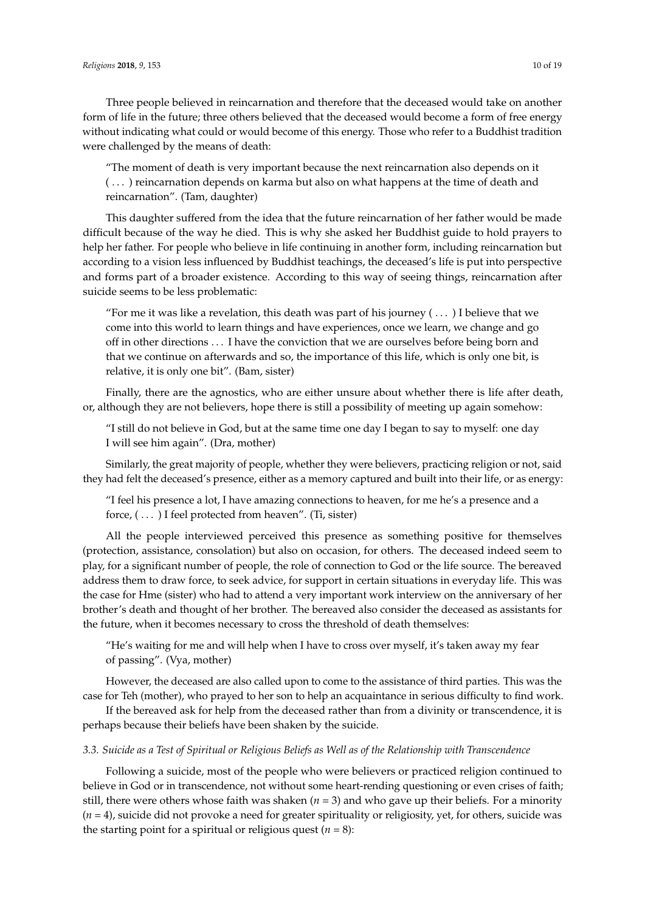Three people believed in reincarnation and therefore that the deceased would take on another form of life in the future; three others believed that the deceased would become a form of free energy without indicating what could or would become of this energy. Those who refer to a Buddhist tradition were challenged by the means of death:

> "The moment of death is very important because the next reincarnation also depends on it ( . . . ) reincarnation depends on karma but also on what happens at the time of death and reincarnation". (Tam, daughter)

This daughter suffered from the idea that the future reincarnation of her father would be made difficult because of the way he died. This is why she asked her Buddhist guide to hold prayers to help her father. For people who believe in life continuing in another form, including reincarnation but according to a vision less influenced by Buddhist teachings, the deceased's life is put into perspective and forms part of a broader existence. According to this way of seeing things, reincarnation after suicide seems to be less problematic:

> "For me it was like a revelation, this death was part of his journey ( . . . ) I believe that we come into this world to learn things and have experiences, once we learn, we change and go off in other directions . . . I have the conviction that we are ourselves before being born and that we continue on afterwards and so, the importance of this life, which is only one bit, is relative, it is only one bit". (Bam, sister)

Finally, there are the agnostics, who are either unsure about whether there is life after death, or, although they are not believers, hope there is still a possibility of meeting up again somehow:

> "I still do not believe in God, but at the same time one day I began to say to myself: one day I will see him again". (Dra, mother)

Similarly, the great majority of people, whether they were believers, practicing religion or not, said they had felt the deceased's presence, either as a memory captured and built into their life, or as energy:

> "I feel his presence a lot, I have amazing connections to heaven, for me he's a presence and a force, ( . . . ) I feel protected from heaven". (Ti, sister)

All the people interviewed perceived this presence as something positive for themselves (protection, assistance, consolation) but also on occasion, for others. The deceased indeed seem to play, for a significant number of people, the role of connection to God or the life source. The bereaved address them to draw force, to seek advice, for support in certain situations in everyday life. This was the case for Hme (sister) who had to attend a very important work interview on the anniversary of her brother's death and thought of her brother. The bereaved also consider the deceased as assistants for the future, when it becomes necessary to cross the threshold of death themselves:

> "He's waiting for me and will help when I have to cross over myself, it's taken away my fear of passing". (Vya, mother)

However, the deceased are also called upon to come to the assistance of third parties. This was the case for Teh (mother), who prayed to her son to help an acquaintance in serious difficulty to find work.

If the bereaved ask for help from the deceased rather than from a divinity or transcendence, it is perhaps because their beliefs have been shaken by the suicide.

### *3.3. Suicide as a Test of Spiritual or Religious Beliefs as Well as of the Relationship with Transcendence*

Following a suicide, most of the people who were believers or practiced religion continued to believe in God or in transcendence, not without some heart-rending questioning or even crises of faith; still, there were others whose faith was shaken ($n = 3$) and who gave up their beliefs. For a minority ($n = 4$), suicide did not provoke a need for greater spirituality or religiosity, yet, for others, suicide was the starting point for a spiritual or religious quest ($n = 8$):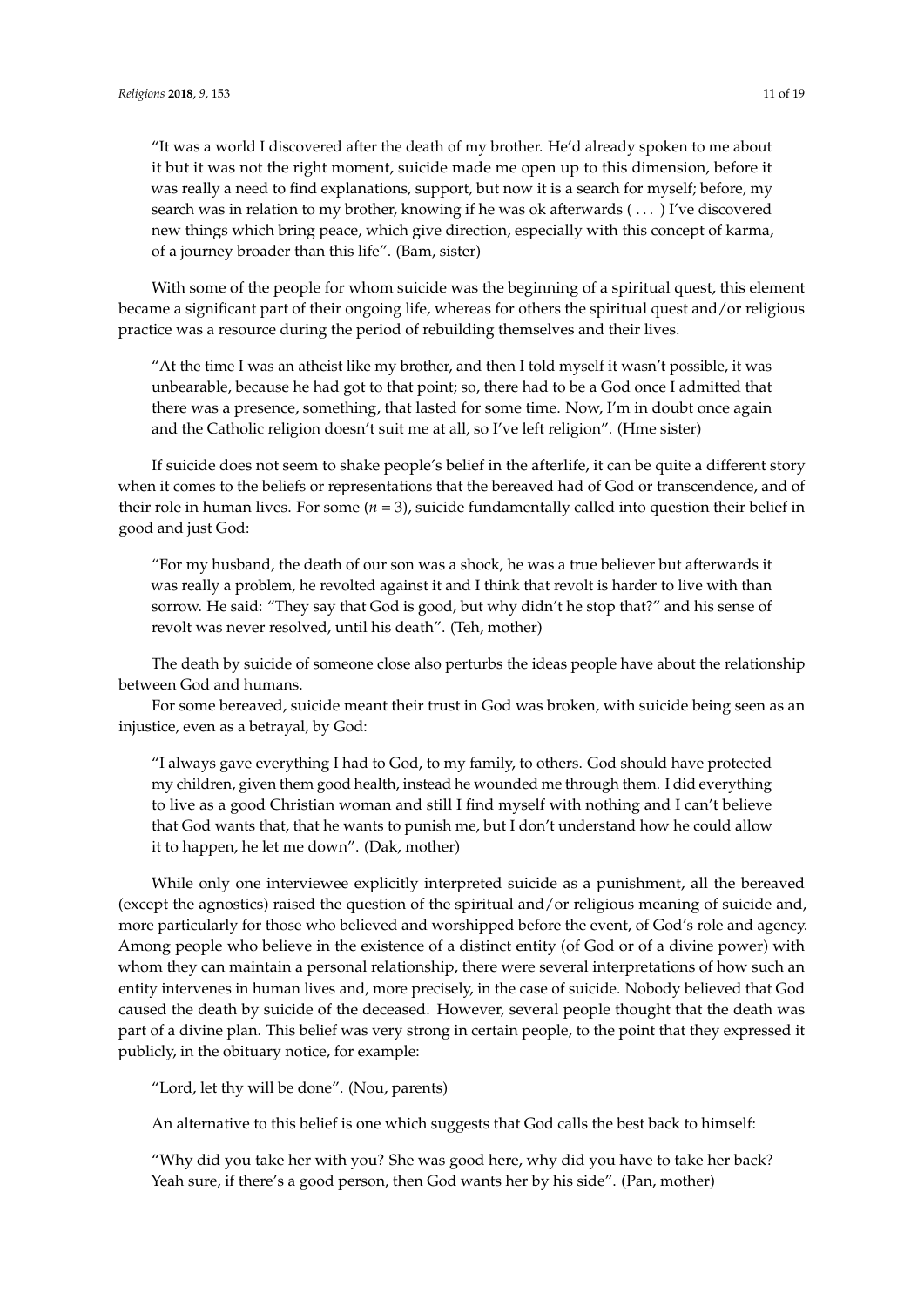> "It was a world I discovered after the death of my brother. He'd already spoken to me about it but it was not the right moment, suicide made me open up to this dimension, before it was really a need to find explanations, support, but now it is a search for myself; before, my search was in relation to my brother, knowing if he was ok afterwards ( . . . ) I've discovered new things which bring peace, which give direction, especially with this concept of karma, of a journey broader than this life". (Bam, sister)

With some of the people for whom suicide was the beginning of a spiritual quest, this element became a significant part of their ongoing life, whereas for others the spiritual quest and/or religious practice was a resource during the period of rebuilding themselves and their lives.

> "At the time I was an atheist like my brother, and then I told myself it wasn't possible, it was unbearable, because he had got to that point; so, there had to be a God once I admitted that there was a presence, something, that lasted for some time. Now, I'm in doubt once again and the Catholic religion doesn't suit me at all, so I've left religion". (Hme sister)

If suicide does not seem to shake people's belief in the afterlife, it can be quite a different story when it comes to the beliefs or representations that the bereaved had of God or transcendence, and of their role in human lives. For some ($n = 3$), suicide fundamentally called into question their belief in good and just God:

> "For my husband, the death of our son was a shock, he was a true believer but afterwards it was really a problem, he revolted against it and I think that revolt is harder to live with than sorrow. He said: "They say that God is good, but why didn't he stop that?" and his sense of revolt was never resolved, until his death". (Teh, mother)

The death by suicide of someone close also perturbs the ideas people have about the relationship between God and humans.

For some bereaved, suicide meant their trust in God was broken, with suicide being seen as an injustice, even as a betrayal, by God:

> "I always gave everything I had to God, to my family, to others. God should have protected my children, given them good health, instead he wounded me through them. I did everything to live as a good Christian woman and still I find myself with nothing and I can't believe that God wants that, that he wants to punish me, but I don't understand how he could allow it to happen, he let me down". (Dak, mother)

While only one interviewee explicitly interpreted suicide as a punishment, all the bereaved (except the agnostics) raised the question of the spiritual and/or religious meaning of suicide and, more particularly for those who believed and worshipped before the event, of God's role and agency. Among people who believe in the existence of a distinct entity (of God or of a divine power) with whom they can maintain a personal relationship, there were several interpretations of how such an entity intervenes in human lives and, more precisely, in the case of suicide. Nobody believed that God caused the death by suicide of the deceased. However, several people thought that the death was part of a divine plan. This belief was very strong in certain people, to the point that they expressed it publicly, in the obituary notice, for example:

> "Lord, let thy will be done". (Nou, parents)

An alternative to this belief is one which suggests that God calls the best back to himself:

> "Why did you take her with you? She was good here, why did you have to take her back? Yeah sure, if there's a good person, then God wants her by his side". (Pan, mother)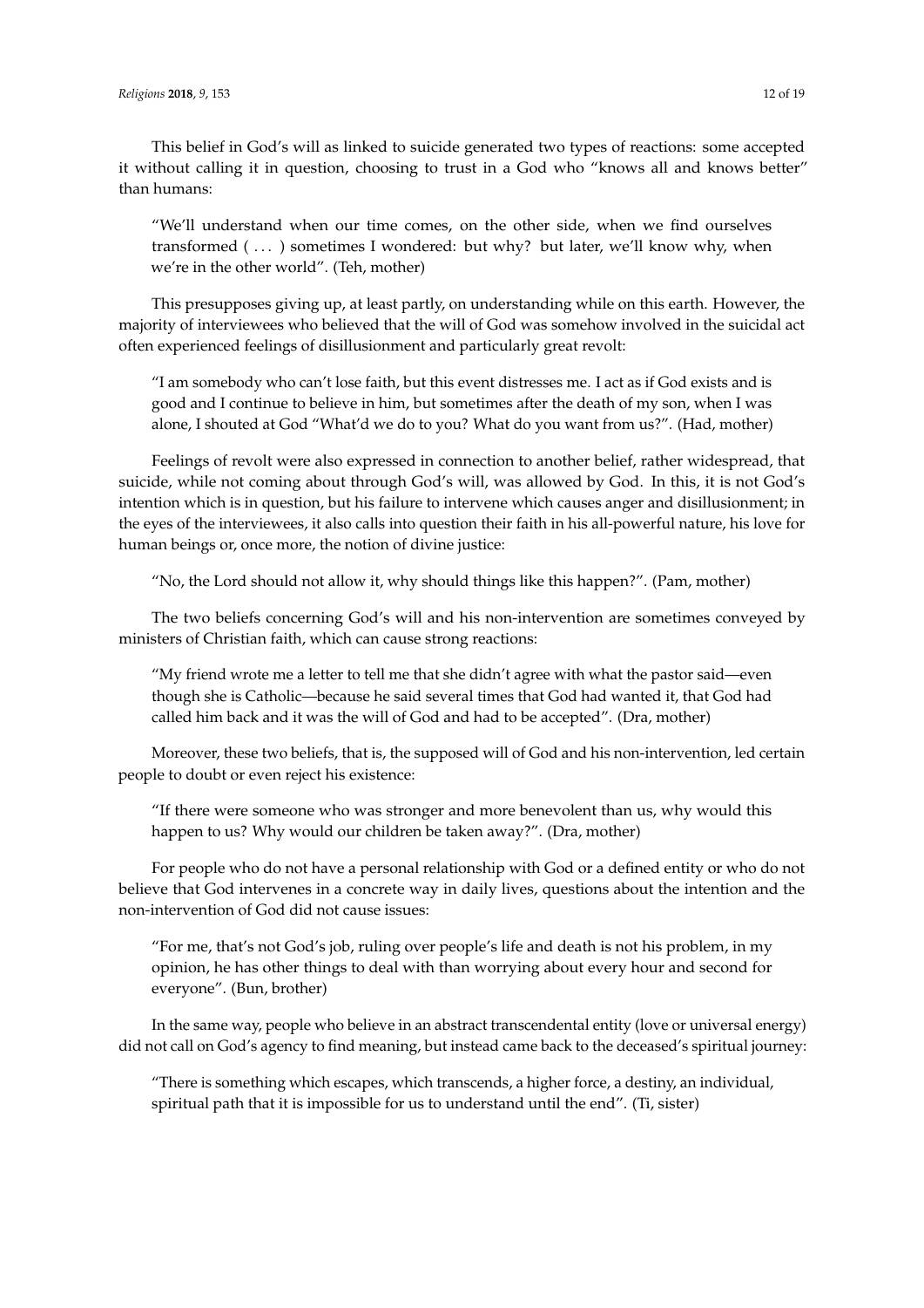This belief in God's will as linked to suicide generated two types of reactions: some accepted it without calling it in question, choosing to trust in a God who "knows all and knows better" than humans:

> "We'll understand when our time comes, on the other side, when we find ourselves transformed ( ... ) sometimes I wondered: but why? but later, we'll know why, when we're in the other world". (Teh, mother)

This presupposes giving up, at least partly, on understanding while on this earth. However, the majority of interviewees who believed that the will of God was somehow involved in the suicidal act often experienced feelings of disillusionment and particularly great revolt:

> "I am somebody who can't lose faith, but this event distresses me. I act as if God exists and is good and I continue to believe in him, but sometimes after the death of my son, when I was alone, I shouted at God "What'd we do to you? What do you want from us?". (Had, mother)

Feelings of revolt were also expressed in connection to another belief, rather widespread, that suicide, while not coming about through God's will, was allowed by God. In this, it is not God's intention which is in question, but his failure to intervene which causes anger and disillusionment; in the eyes of the interviewees, it also calls into question their faith in his all-powerful nature, his love for human beings or, once more, the notion of divine justice:

> "No, the Lord should not allow it, why should things like this happen?". (Pam, mother)

The two beliefs concerning God's will and his non-intervention are sometimes conveyed by ministers of Christian faith, which can cause strong reactions:

> "My friend wrote me a letter to tell me that she didn't agree with what the pastor said—even though she is Catholic—because he said several times that God had wanted it, that God had called him back and it was the will of God and had to be accepted". (Dra, mother)

Moreover, these two beliefs, that is, the supposed will of God and his non-intervention, led certain people to doubt or even reject his existence:

> "If there were someone who was stronger and more benevolent than us, why would this happen to us? Why would our children be taken away?". (Dra, mother)

For people who do not have a personal relationship with God or a defined entity or who do not believe that God intervenes in a concrete way in daily lives, questions about the intention and the non-intervention of God did not cause issues:

> "For me, that's not God's job, ruling over people's life and death is not his problem, in my opinion, he has other things to deal with than worrying about every hour and second for everyone". (Bun, brother)

In the same way, people who believe in an abstract transcendental entity (love or universal energy) did not call on God's agency to find meaning, but instead came back to the deceased's spiritual journey:

> "There is something which escapes, which transcends, a higher force, a destiny, an individual, spiritual path that it is impossible for us to understand until the end". (Ti, sister)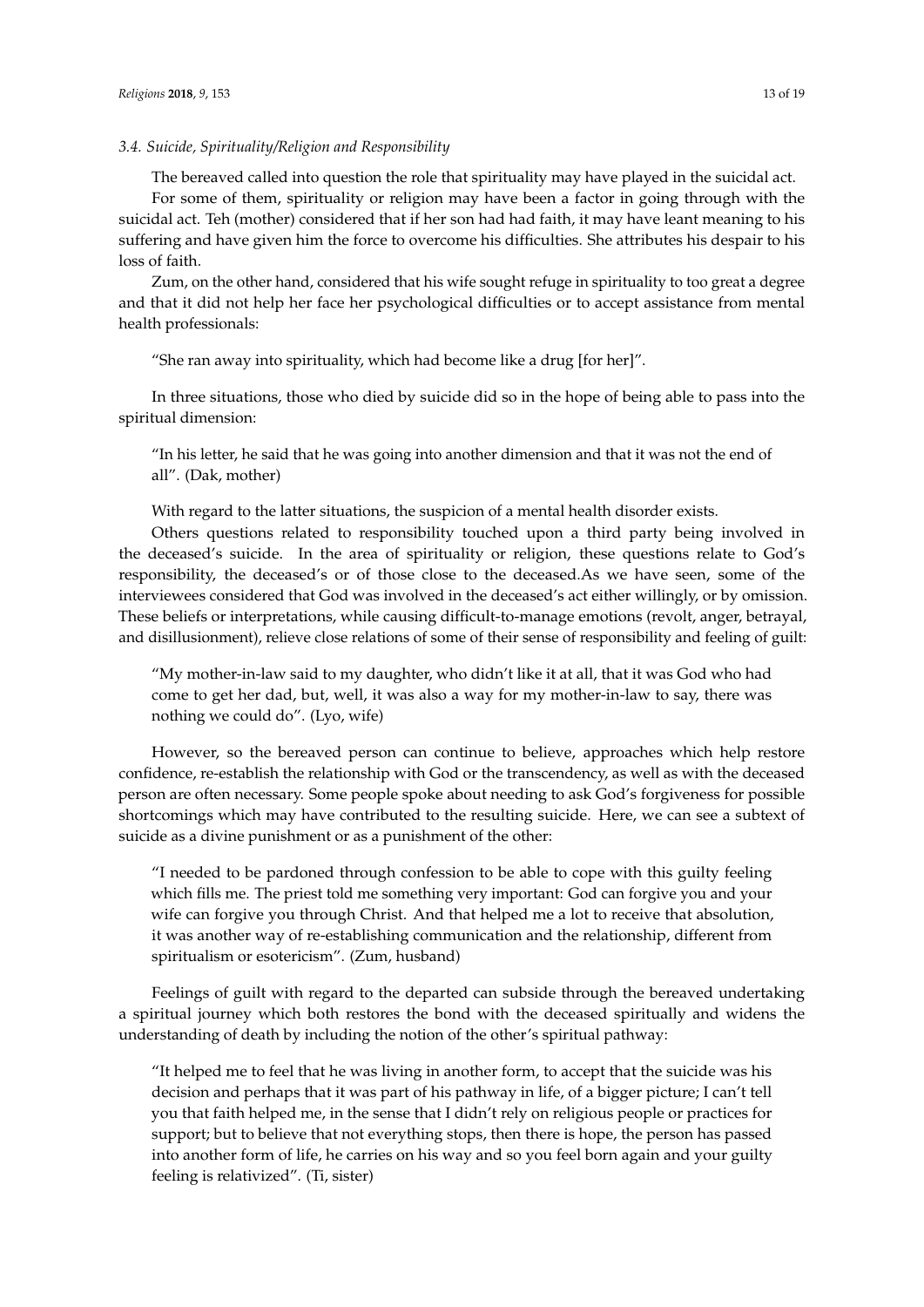### *3.4. Suicide, Spirituality/Religion and Responsibility*

The bereaved called into question the role that spirituality may have played in the suicidal act.

For some of them, spirituality or religion may have been a factor in going through with the suicidal act. Teh (mother) considered that if her son had had faith, it may have leant meaning to his suffering and have given him the force to overcome his difficulties. She attributes his despair to his loss of faith.

Zum, on the other hand, considered that his wife sought refuge in spirituality to too great a degree and that it did not help her face her psychological difficulties or to accept assistance from mental health professionals:

> "She ran away into spirituality, which had become like a drug [for her]".

In three situations, those who died by suicide did so in the hope of being able to pass into the spiritual dimension:

> "In his letter, he said that he was going into another dimension and that it was not the end of all". (Dak, mother)

With regard to the latter situations, the suspicion of a mental health disorder exists.

Others questions related to responsibility touched upon a third party being involved in the deceased's suicide. In the area of spirituality or religion, these questions relate to God's responsibility, the deceased's or of those close to the deceased.As we have seen, some of the interviewees considered that God was involved in the deceased's act either willingly, or by omission. These beliefs or interpretations, while causing difficult-to-manage emotions (revolt, anger, betrayal, and disillusionment), relieve close relations of some of their sense of responsibility and feeling of guilt:

> "My mother-in-law said to my daughter, who didn't like it at all, that it was God who had come to get her dad, but, well, it was also a way for my mother-in-law to say, there was nothing we could do". (Lyo, wife)

However, so the bereaved person can continue to believe, approaches which help restore confidence, re-establish the relationship with God or the transcendency, as well as with the deceased person are often necessary. Some people spoke about needing to ask God's forgiveness for possible shortcomings which may have contributed to the resulting suicide. Here, we can see a subtext of suicide as a divine punishment or as a punishment of the other:

> "I needed to be pardoned through confession to be able to cope with this guilty feeling which fills me. The priest told me something very important: God can forgive you and your wife can forgive you through Christ. And that helped me a lot to receive that absolution, it was another way of re-establishing communication and the relationship, different from spiritualism or esotericism". (Zum, husband)

Feelings of guilt with regard to the departed can subside through the bereaved undertaking a spiritual journey which both restores the bond with the deceased spiritually and widens the understanding of death by including the notion of the other's spiritual pathway:

> "It helped me to feel that he was living in another form, to accept that the suicide was his decision and perhaps that it was part of his pathway in life, of a bigger picture; I can't tell you that faith helped me, in the sense that I didn't rely on religious people or practices for support; but to believe that not everything stops, then there is hope, the person has passed into another form of life, he carries on his way and so you feel born again and your guilty feeling is relativized". (Ti, sister)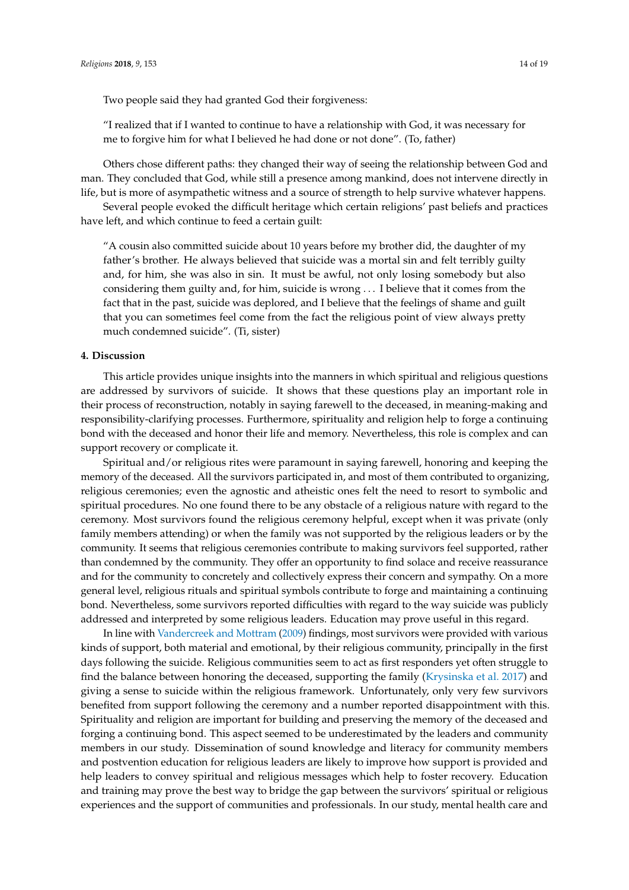Two people said they had granted God their forgiveness:

> "I realized that if I wanted to continue to have a relationship with God, it was necessary for me to forgive him for what I believed he had done or not done". (To, father)

Others chose different paths: they changed their way of seeing the relationship between God and man. They concluded that God, while still a presence among mankind, does not intervene directly in life, but is more of asympathetic witness and a source of strength to help survive whatever happens.

Several people evoked the difficult heritage which certain religions' past beliefs and practices have left, and which continue to feed a certain guilt:

> "A cousin also committed suicide about 10 years before my brother did, the daughter of my father's brother. He always believed that suicide was a mortal sin and felt terribly guilty and, for him, she was also in sin. It must be awful, not only losing somebody but also considering them guilty and, for him, suicide is wrong . . . I believe that it comes from the fact that in the past, suicide was deplored, and I believe that the feelings of shame and guilt that you can sometimes feel come from the fact the religious point of view always pretty much condemned suicide". (Ti, sister)

## 4. Discussion

This article provides unique insights into the manners in which spiritual and religious questions are addressed by survivors of suicide. It shows that these questions play an important role in their process of reconstruction, notably in saying farewell to the deceased, in meaning-making and responsibility-clarifying processes. Furthermore, spirituality and religion help to forge a continuing bond with the deceased and honor their life and memory. Nevertheless, this role is complex and can support recovery or complicate it.

Spiritual and/or religious rites were paramount in saying farewell, honoring and keeping the memory of the deceased. All the survivors participated in, and most of them contributed to organizing, religious ceremonies; even the agnostic and atheistic ones felt the need to resort to symbolic and spiritual procedures. No one found there to be any obstacle of a religious nature with regard to the ceremony. Most survivors found the religious ceremony helpful, except when it was private (only family members attending) or when the family was not supported by the religious leaders or by the community. It seems that religious ceremonies contribute to making survivors feel supported, rather than condemned by the community. They offer an opportunity to find solace and receive reassurance and for the community to concretely and collectively express their concern and sympathy. On a more general level, religious rituals and spiritual symbols contribute to forge and maintaining a continuing bond. Nevertheless, some survivors reported difficulties with regard to the way suicide was publicly addressed and interpreted by some religious leaders. Education may prove useful in this regard.

In line with Vandercreek and Mottram (2009) findings, most survivors were provided with various kinds of support, both material and emotional, by their religious community, principally in the first days following the suicide. Religious communities seem to act as first responders yet often struggle to find the balance between honoring the deceased, supporting the family (Krysinska et al. 2017) and giving a sense to suicide within the religious framework. Unfortunately, only very few survivors benefited from support following the ceremony and a number reported disappointment with this. Spirituality and religion are important for building and preserving the memory of the deceased and forging a continuing bond. This aspect seemed to be underestimated by the leaders and community members in our study. Dissemination of sound knowledge and literacy for community members and postvention education for religious leaders are likely to improve how support is provided and help leaders to convey spiritual and religious messages which help to foster recovery. Education and training may prove the best way to bridge the gap between the survivors' spiritual or religious experiences and the support of communities and professionals. In our study, mental health care and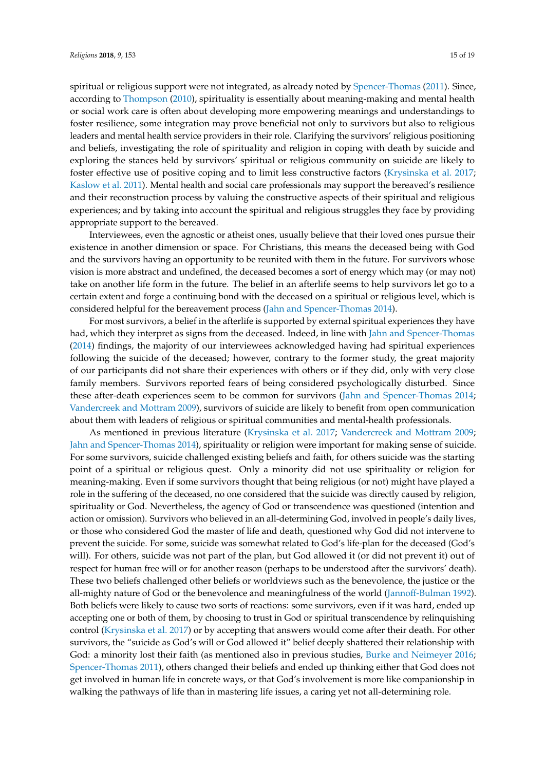spiritual or religious support were not integrated, as already noted by Spencer-Thomas (2011). Since, according to Thompson (2010), spirituality is essentially about meaning-making and mental health or social work care is often about developing more empowering meanings and understandings to foster resilience, some integration may prove beneficial not only to survivors but also to religious leaders and mental health service providers in their role. Clarifying the survivors' religious positioning and beliefs, investigating the role of spirituality and religion in coping with death by suicide and exploring the stances held by survivors' spiritual or religious community on suicide are likely to foster effective use of positive coping and to limit less constructive factors (Krysinska et al. 2017; Kaslow et al. 2011). Mental health and social care professionals may support the bereaved's resilience and their reconstruction process by valuing the constructive aspects of their spiritual and religious experiences; and by taking into account the spiritual and religious struggles they face by providing appropriate support to the bereaved.

Interviewees, even the agnostic or atheist ones, usually believe that their loved ones pursue their existence in another dimension or space. For Christians, this means the deceased being with God and the survivors having an opportunity to be reunited with them in the future. For survivors whose vision is more abstract and undefined, the deceased becomes a sort of energy which may (or may not) take on another life form in the future. The belief in an afterlife seems to help survivors let go to a certain extent and forge a continuing bond with the deceased on a spiritual or religious level, which is considered helpful for the bereavement process (Jahn and Spencer-Thomas 2014).

For most survivors, a belief in the afterlife is supported by external spiritual experiences they have had, which they interpret as signs from the deceased. Indeed, in line with Jahn and Spencer-Thomas (2014) findings, the majority of our interviewees acknowledged having had spiritual experiences following the suicide of the deceased; however, contrary to the former study, the great majority of our participants did not share their experiences with others or if they did, only with very close family members. Survivors reported fears of being considered psychologically disturbed. Since these after-death experiences seem to be common for survivors (Jahn and Spencer-Thomas 2014; Vandercreek and Mottram 2009), survivors of suicide are likely to benefit from open communication about them with leaders of religious or spiritual communities and mental-health professionals.

As mentioned in previous literature (Krysinska et al. 2017; Vandercreek and Mottram 2009; Jahn and Spencer-Thomas 2014), spirituality or religion were important for making sense of suicide. For some survivors, suicide challenged existing beliefs and faith, for others suicide was the starting point of a spiritual or religious quest. Only a minority did not use spirituality or religion for meaning-making. Even if some survivors thought that being religious (or not) might have played a role in the suffering of the deceased, no one considered that the suicide was directly caused by religion, spirituality or God. Nevertheless, the agency of God or transcendence was questioned (intention and action or omission). Survivors who believed in an all-determining God, involved in people's daily lives, or those who considered God the master of life and death, questioned why God did not intervene to prevent the suicide. For some, suicide was somewhat related to God's life-plan for the deceased (God's will). For others, suicide was not part of the plan, but God allowed it (or did not prevent it) out of respect for human free will or for another reason (perhaps to be understood after the survivors' death). These two beliefs challenged other beliefs or worldviews such as the benevolence, the justice or the all-mighty nature of God or the benevolence and meaningfulness of the world (Jannoff-Bulman 1992). Both beliefs were likely to cause two sorts of reactions: some survivors, even if it was hard, ended up accepting one or both of them, by choosing to trust in God or spiritual transcendence by relinquishing control (Krysinska et al. 2017) or by accepting that answers would come after their death. For other survivors, the "suicide as God's will or God allowed it" belief deeply shattered their relationship with God: a minority lost their faith (as mentioned also in previous studies, Burke and Neimeyer 2016; Spencer-Thomas 2011), others changed their beliefs and ended up thinking either that God does not get involved in human life in concrete ways, or that God's involvement is more like companionship in walking the pathways of life than in mastering life issues, a caring yet not all-determining role.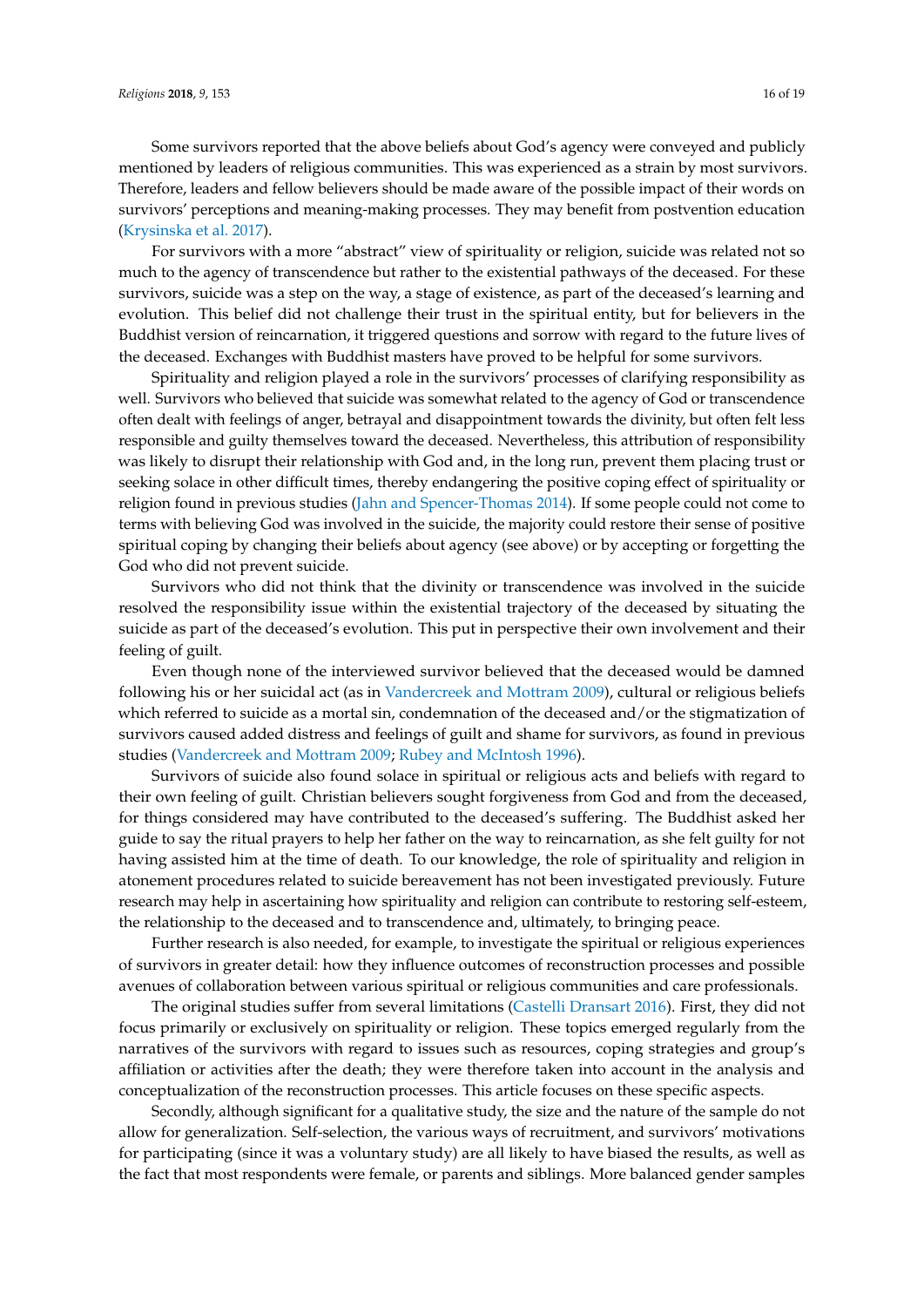Some survivors reported that the above beliefs about God's agency were conveyed and publicly mentioned by leaders of religious communities. This was experienced as a strain by most survivors. Therefore, leaders and fellow believers should be made aware of the possible impact of their words on survivors' perceptions and meaning-making processes. They may benefit from postvention education (Krysinska et al. 2017).

For survivors with a more "abstract" view of spirituality or religion, suicide was related not so much to the agency of transcendence but rather to the existential pathways of the deceased. For these survivors, suicide was a step on the way, a stage of existence, as part of the deceased's learning and evolution. This belief did not challenge their trust in the spiritual entity, but for believers in the Buddhist version of reincarnation, it triggered questions and sorrow with regard to the future lives of the deceased. Exchanges with Buddhist masters have proved to be helpful for some survivors.

Spirituality and religion played a role in the survivors' processes of clarifying responsibility as well. Survivors who believed that suicide was somewhat related to the agency of God or transcendence often dealt with feelings of anger, betrayal and disappointment towards the divinity, but often felt less responsible and guilty themselves toward the deceased. Nevertheless, this attribution of responsibility was likely to disrupt their relationship with God and, in the long run, prevent them placing trust or seeking solace in other difficult times, thereby endangering the positive coping effect of spirituality or religion found in previous studies (Jahn and Spencer-Thomas 2014). If some people could not come to terms with believing God was involved in the suicide, the majority could restore their sense of positive spiritual coping by changing their beliefs about agency (see above) or by accepting or forgetting the God who did not prevent suicide.

Survivors who did not think that the divinity or transcendence was involved in the suicide resolved the responsibility issue within the existential trajectory of the deceased by situating the suicide as part of the deceased's evolution. This put in perspective their own involvement and their feeling of guilt.

Even though none of the interviewed survivor believed that the deceased would be damned following his or her suicidal act (as in Vandercreek and Mottram 2009), cultural or religious beliefs which referred to suicide as a mortal sin, condemnation of the deceased and/or the stigmatization of survivors caused added distress and feelings of guilt and shame for survivors, as found in previous studies (Vandercreek and Mottram 2009; Rubey and McIntosh 1996).

Survivors of suicide also found solace in spiritual or religious acts and beliefs with regard to their own feeling of guilt. Christian believers sought forgiveness from God and from the deceased, for things considered may have contributed to the deceased's suffering. The Buddhist asked her guide to say the ritual prayers to help her father on the way to reincarnation, as she felt guilty for not having assisted him at the time of death. To our knowledge, the role of spirituality and religion in atonement procedures related to suicide bereavement has not been investigated previously. Future research may help in ascertaining how spirituality and religion can contribute to restoring self-esteem, the relationship to the deceased and to transcendence and, ultimately, to bringing peace.

Further research is also needed, for example, to investigate the spiritual or religious experiences of survivors in greater detail: how they influence outcomes of reconstruction processes and possible avenues of collaboration between various spiritual or religious communities and care professionals.

The original studies suffer from several limitations (Castelli Dransart 2016). First, they did not focus primarily or exclusively on spirituality or religion. These topics emerged regularly from the narratives of the survivors with regard to issues such as resources, coping strategies and group's affiliation or activities after the death; they were therefore taken into account in the analysis and conceptualization of the reconstruction processes. This article focuses on these specific aspects.

Secondly, although significant for a qualitative study, the size and the nature of the sample do not allow for generalization. Self-selection, the various ways of recruitment, and survivors' motivations for participating (since it was a voluntary study) are all likely to have biased the results, as well as the fact that most respondents were female, or parents and siblings. More balanced gender samples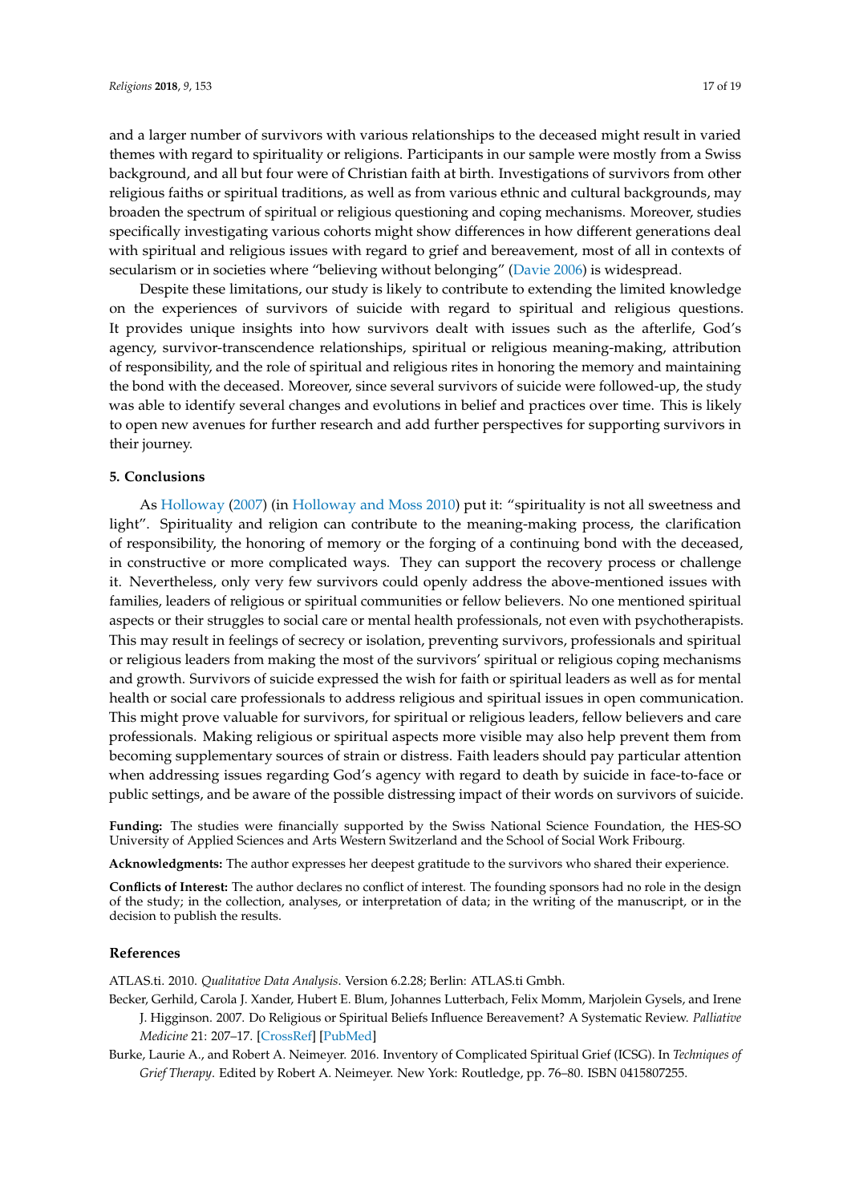and a larger number of survivors with various relationships to the deceased might result in varied themes with regard to spirituality or religions. Participants in our sample were mostly from a Swiss background, and all but four were of Christian faith at birth. Investigations of survivors from other religious faiths or spiritual traditions, as well as from various ethnic and cultural backgrounds, may broaden the spectrum of spiritual or religious questioning and coping mechanisms. Moreover, studies specifically investigating various cohorts might show differences in how different generations deal with spiritual and religious issues with regard to grief and bereavement, most of all in contexts of secularism or in societies where "believing without belonging" (Davie 2006) is widespread.

Despite these limitations, our study is likely to contribute to extending the limited knowledge on the experiences of survivors of suicide with regard to spiritual and religious questions. It provides unique insights into how survivors dealt with issues such as the afterlife, God's agency, survivor-transcendence relationships, spiritual or religious meaning-making, attribution of responsibility, and the role of spiritual and religious rites in honoring the memory and maintaining the bond with the deceased. Moreover, since several survivors of suicide were followed-up, the study was able to identify several changes and evolutions in belief and practices over time. This is likely to open new avenues for further research and add further perspectives for supporting survivors in their journey.

## 5. Conclusions

As Holloway (2007) (in Holloway and Moss 2010) put it: "spirituality is not all sweetness and light". Spirituality and religion can contribute to the meaning-making process, the clarification of responsibility, the honoring of memory or the forging of a continuing bond with the deceased, in constructive or more complicated ways. They can support the recovery process or challenge it. Nevertheless, only very few survivors could openly address the above-mentioned issues with families, leaders of religious or spiritual communities or fellow believers. No one mentioned spiritual aspects or their struggles to social care or mental health professionals, not even with psychotherapists. This may result in feelings of secrecy or isolation, preventing survivors, professionals and spiritual or religious leaders from making the most of the survivors' spiritual or religious coping mechanisms and growth. Survivors of suicide expressed the wish for faith or spiritual leaders as well as for mental health or social care professionals to address religious and spiritual issues in open communication. This might prove valuable for survivors, for spiritual or religious leaders, fellow believers and care professionals. Making religious or spiritual aspects more visible may also help prevent them from becoming supplementary sources of strain or distress. Faith leaders should pay particular attention when addressing issues regarding God's agency with regard to death by suicide in face-to-face or public settings, and be aware of the possible distressing impact of their words on survivors of suicide.

**Funding:** The studies were financially supported by the Swiss National Science Foundation, the HES-SO University of Applied Sciences and Arts Western Switzerland and the School of Social Work Fribourg.

**Acknowledgments:** The author expresses her deepest gratitude to the survivors who shared their experience.

**Conflicts of Interest:** The author declares no conflict of interest. The founding sponsors had no role in the design of the study; in the collection, analyses, or interpretation of data; in the writing of the manuscript, or in the decision to publish the results.

## References

ATLAS.ti. 2010. *Qualitative Data Analysis*. Version 6.2.28; Berlin: ATLAS.ti GmbH.

Becker, Gerhild, Carola J. Xander, Hubert E. Blum, Johannes Lutterbach, Felix Momm, Marjolein Gysels, and Irene J. Higginson. 2007. Do Religious or Spiritual Beliefs Influence Bereavement? A Systematic Review. *Palliative Medicine* 21: 207–17. [CrossRef] [PubMed]

Burke, Laurie A., and Robert A. Neimeyer. 2016. Inventory of Complicated Spiritual Grief (ICSG). In *Techniques of Grief Therapy*. Edited by Robert A. Neimeyer. New York: Routledge, pp. 76–80. ISBN 0415807255.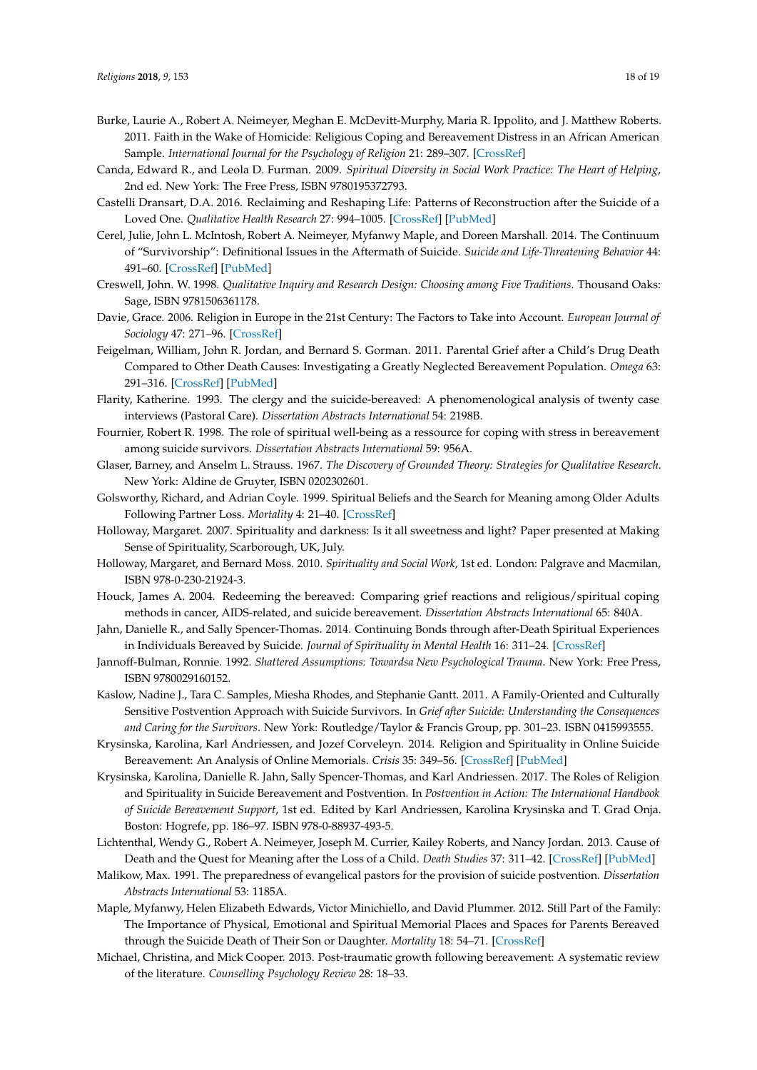Burke, Laurie A., Robert A. Neimeyer, Meghan E. McDevitt-Murphy, Maria R. Ippolito, and J. Matthew Roberts. 2011. Faith in the Wake of Homicide: Religious Coping and Bereavement Distress in an African American Sample. *International Journal for the Psychology of Religion* 21: 289–307. [CrossRef]

Canda, Edward R., and Leola D. Furman. 2009. *Spiritual Diversity in Social Work Practice: The Heart of Helping*, 2nd ed. New York: The Free Press, ISBN 9780195372793.

Castelli Dransart, D.A. 2016. Reclaiming and Reshaping Life: Patterns of Reconstruction after the Suicide of a Loved One. *Qualitative Health Research* 27: 994–1005. [CrossRef] [PubMed]

Cerel, Julie, John L. McIntosh, Robert A. Neimeyer, Myfanwy Maple, and Doreen Marshall. 2014. The Continuum of "Survivorship": Definitional Issues in the Aftermath of Suicide. *Suicide and Life-Threatening Behavior* 44: 491–60. [CrossRef] [PubMed]

Creswell, John. W. 1998. *Qualitative Inquiry and Research Design: Choosing among Five Traditions*. Thousand Oaks: Sage, ISBN 9781506361178.

Davie, Grace. 2006. Religion in Europe in the 21st Century: The Factors to Take into Account. *European Journal of Sociology* 47: 271–96. [CrossRef]

Feigelman, William, John R. Jordan, and Bernard S. Gorman. 2011. Parental Grief after a Child's Drug Death Compared to Other Death Causes: Investigating a Greatly Neglected Bereavement Population. *Omega* 63: 291–316. [CrossRef] [PubMed]

Flarity, Katherine. 1993. The clergy and the suicide-bereaved: A phenomenological analysis of twenty case interviews (Pastoral Care). *Dissertation Abstracts International* 54: 2198B.

Fournier, Robert R. 1998. The role of spiritual well-being as a ressource for coping with stress in bereavement among suicide survivors. *Dissertation Abstracts International* 59: 956A.

Glaser, Barney, and Anselm L. Strauss. 1967. *The Discovery of Grounded Theory: Strategies for Qualitative Research*. New York: Aldine de Gruyter, ISBN 0202302601.

Golsworthy, Richard, and Adrian Coyle. 1999. Spiritual Beliefs and the Search for Meaning among Older Adults Following Partner Loss. *Mortality* 4: 21–40. [CrossRef]

Holloway, Margaret. 2007. Spirituality and darkness: Is it all sweetness and light? Paper presented at Making Sense of Spirituality, Scarborough, UK, July.

Holloway, Margaret, and Bernard Moss. 2010. *Spirituality and Social Work*, 1st ed. London: Palgrave and Macmilan, ISBN 978-0-230-21924-3.

Houck, James A. 2004. Redeeming the bereaved: Comparing grief reactions and religious/spiritual coping methods in cancer, AIDS-related, and suicide bereavement. *Dissertation Abstracts International* 65: 840A.

Jahn, Danielle R., and Sally Spencer-Thomas. 2014. Continuing Bonds through after-Death Spiritual Experiences in Individuals Bereaved by Suicide. *Journal of Spirituality in Mental Health* 16: 311–24. [CrossRef]

Jannoff-Bulman, Ronnie. 1992. *Shattered Assumptions: Towardsa New Psychological Trauma*. New York: Free Press, ISBN 9780029160152.

Kaslow, Nadine J., Tara C. Samples, Miesha Rhodes, and Stephanie Gantt. 2011. A Family-Oriented and Culturally Sensitive Postvention Approach with Suicide Survivors. In *Grief after Suicide: Understanding the Consequences and Caring for the Survivors*. New York: Routledge/Taylor & Francis Group, pp. 301–23. ISBN 0415993555.

Krysinska, Karolina, Karl Andriessen, and Jozef Corveleyn. 2014. Religion and Spirituality in Online Suicide Bereavement: An Analysis of Online Memorials. *Crisis* 35: 349–56. [CrossRef] [PubMed]

Krysinska, Karolina, Danielle R. Jahn, Sally Spencer-Thomas, and Karl Andriessen. 2017. The Roles of Religion and Spirituality in Suicide Bereavement and Postvention. In *Postvention in Action: The International Handbook of Suicide Bereavement Support*, 1st ed. Edited by Karl Andriessen, Karolina Krysinska and T. Grad Onja. Boston: Hogrefe, pp. 186–97. ISBN 978-0-88937-493-5.

Lichtenthal, Wendy G., Robert A. Neimeyer, Joseph M. Currier, Kailey Roberts, and Nancy Jordan. 2013. Cause of Death and the Quest for Meaning after the Loss of a Child. *Death Studies* 37: 311–42. [CrossRef] [PubMed]

Malikow, Max. 1991. The preparedness of evangelical pastors for the provision of suicide postvention. *Dissertation Abstracts International* 53: 1185A.

Maple, Myfanwy, Helen Elizabeth Edwards, Victor Minichiello, and David Plummer. 2012. Still Part of the Family: The Importance of Physical, Emotional and Spiritual Memorial Places and Spaces for Parents Bereaved through the Suicide Death of Their Son or Daughter. *Mortality* 18: 54–71. [CrossRef]

Michael, Christina, and Mick Cooper. 2013. Post-traumatic growth following bereavement: A systematic review of the literature. *Counselling Psychology Review* 28: 18–33.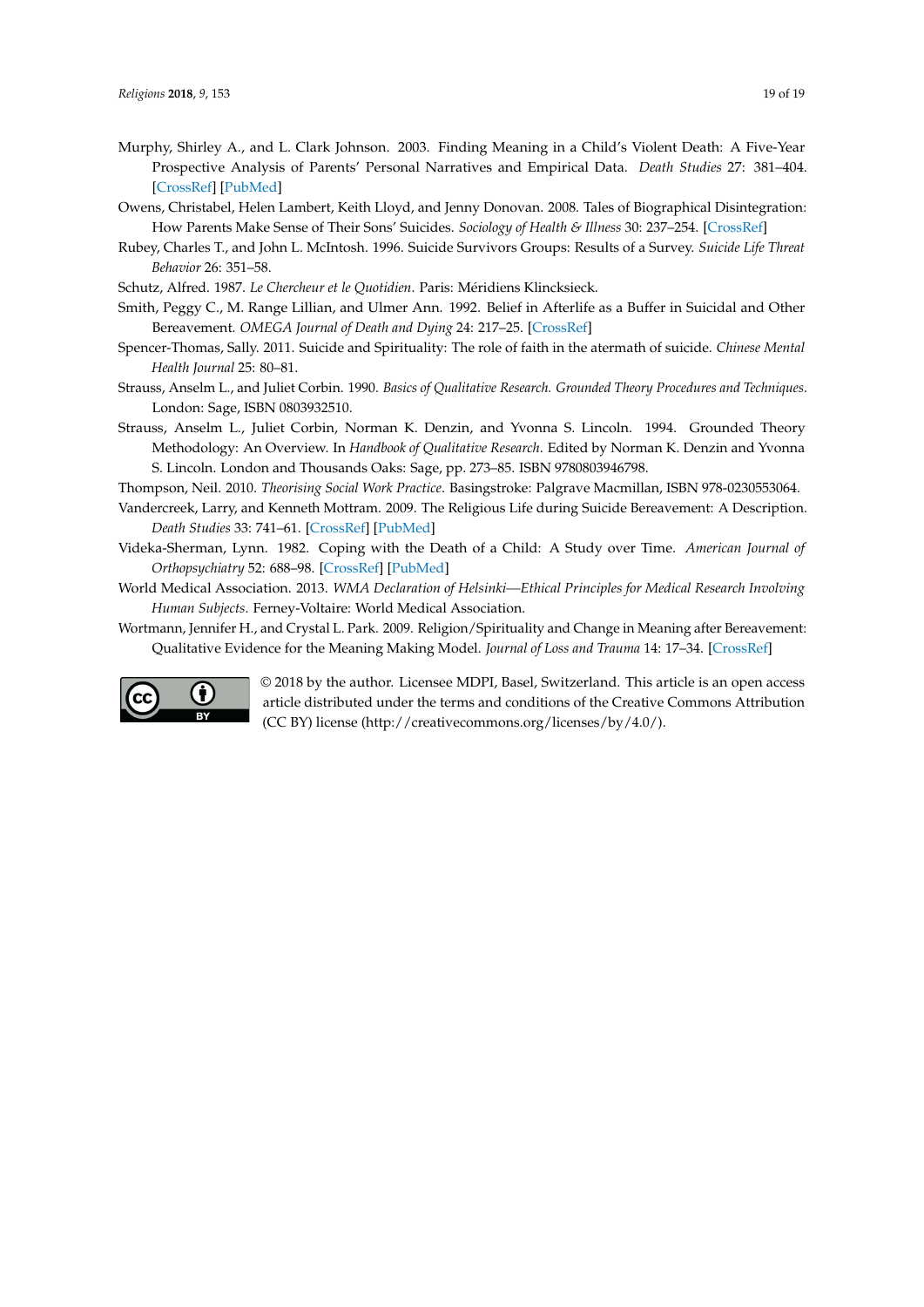Murphy, Shirley A., and L. Clark Johnson. 2003. Finding Meaning in a Child's Violent Death: A Five-Year Prospective Analysis of Parents' Personal Narratives and Empirical Data. *Death Studies* 27: 381–404. [CrossRef] [PubMed]

Owens, Christabel, Helen Lambert, Keith Lloyd, and Jenny Donovan. 2008. Tales of Biographical Disintegration: How Parents Make Sense of Their Sons' Suicides. *Sociology of Health & Illness* 30: 237–254. [CrossRef]

Rubey, Charles T., and John L. McIntosh. 1996. Suicide Survivors Groups: Results of a Survey. *Suicide Life Threat Behavior* 26: 351–58.

Schutz, Alfred. 1987. *Le Chercheur et le Quotidien*. Paris: Méridiens Klincksieck.

Smith, Peggy C., M. Range Lillian, and Ulmer Ann. 1992. Belief in Afterlife as a Buffer in Suicidal and Other Bereavement. *OMEGA Journal of Death and Dying* 24: 217–25. [CrossRef]

Spencer-Thomas, Sally. 2011. Suicide and Spirituality: The role of faith in the atermath of suicide. *Chinese Mental Health Journal* 25: 80–81.

Strauss, Anselm L., and Juliet Corbin. 1990. *Basics of Qualitative Research. Grounded Theory Procedures and Techniques.* London: Sage, ISBN 0803932510.

Strauss, Anselm L., Juliet Corbin, Norman K. Denzin, and Yvonna S. Lincoln. 1994. Grounded Theory Methodology: An Overview. In *Handbook of Qualitative Research*. Edited by Norman K. Denzin and Yvonna S. Lincoln. London and Thousands Oaks: Sage, pp. 273–85. ISBN 9780803946798.

Thompson, Neil. 2010. *Theorising Social Work Practice*. Basingstroke: Palgrave Macmillan, ISBN 978-0230553064.

Vandercreek, Larry, and Kenneth Mottram. 2009. The Religious Life during Suicide Bereavement: A Description. *Death Studies* 33: 741–61. [CrossRef] [PubMed]

Videka-Sherman, Lynn. 1982. Coping with the Death of a Child: A Study over Time. *American Journal of Orthopsychiatry* 52: 688–98. [CrossRef] [PubMed]

World Medical Association. 2013. *WMA Declaration of Helsinki—Ethical Principles for Medical Research Involving Human Subjects*. Ferney-Voltaire: World Medical Association.

Wortmann, Jennifer H., and Crystal L. Park. 2009. Religion/Spirituality and Change in Meaning after Bereavement: Qualitative Evidence for the Meaning Making Model. *Journal of Loss and Trauma* 14: 17–34. [CrossRef]

© 2018 by the author. Licensee MDPI, Basel, Switzerland. This article is an open access article distributed under the terms and conditions of the Creative Commons Attribution (CC BY) license (http://creativecommons.org/licenses/by/4.0/).